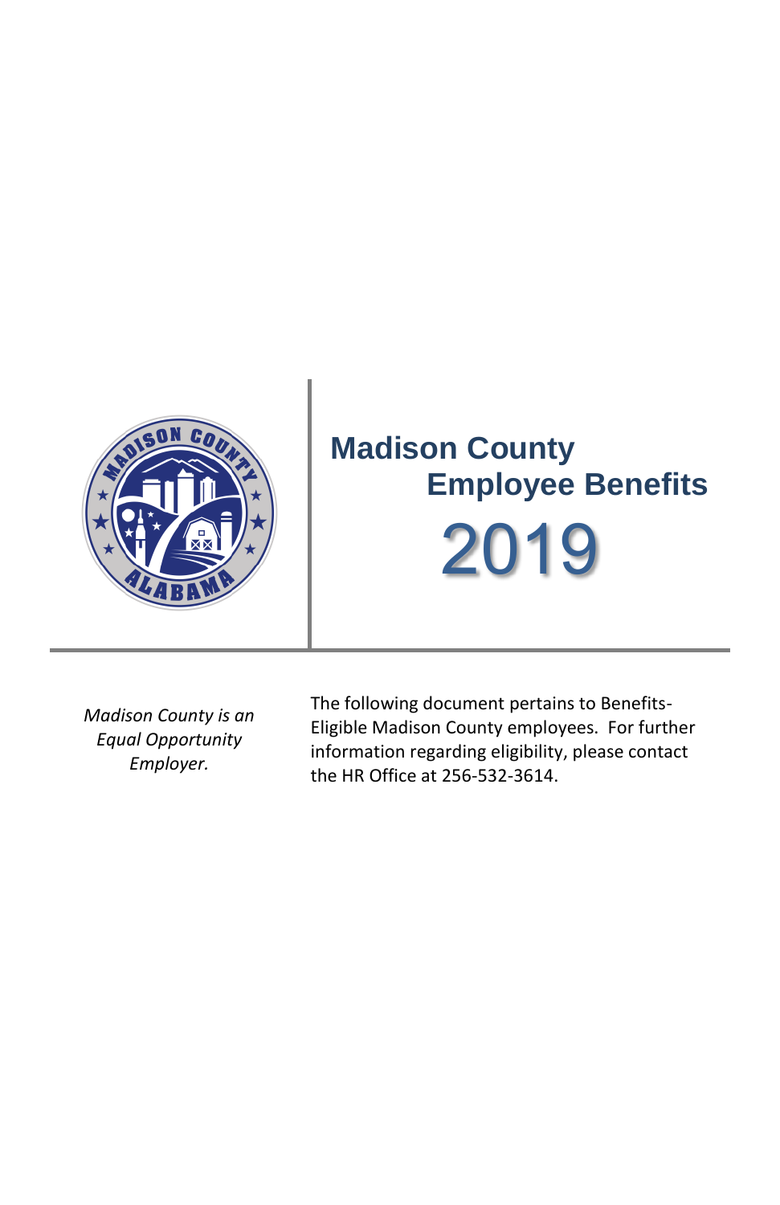# Madison County Employee Benefits 2019

*Madison County is an Equal Opportunity Employer.*

The following document pertains to Benefits-Eligible Madison County employees. For further information regarding eligibility, please contact the HR Office at 256-532-3614.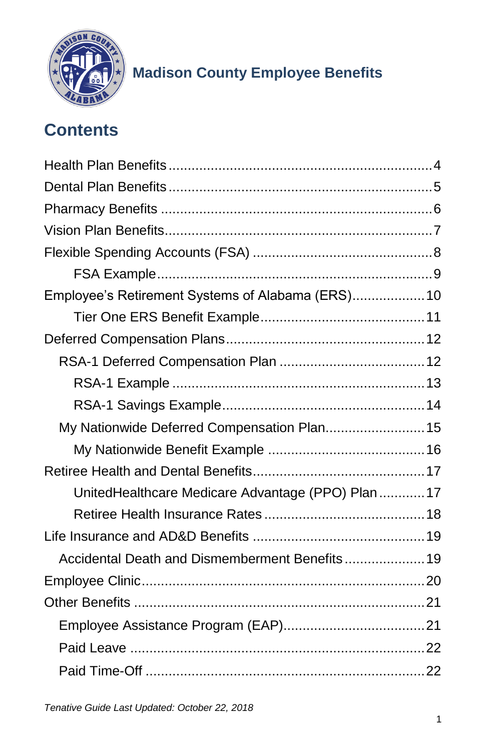**Madison County Employee Benefits**

# Contents

Health Plan Benefits....................................................................4
Dental Plan Benefits....................................................................5
Pharmacy Benefits......................................................................6
Vision Plan Benefits.....................................................................7
Flexible Spending Accounts (FSA)...............................................8
    FSA Example.........................................................................9
Employee's Retirement Systems of Alabama (ERS)....................10
    Tier One ERS Benefit Example............................................11
Deferred Compensation Plans...................................................12
  RSA-1 Deferred Compensation Plan.......................................12
    RSA-1 Example....................................................................13
    RSA-1 Savings Example.......................................................14
  My Nationwide Deferred Compensation Plan............................15
    My Nationwide Benefit Example...........................................16
Retiree Health and Dental Benefits............................................17
    UnitedHealthcare Medicare Advantage (PPO) Plan...............17
    Retiree Health Insurance Rates...........................................18
Life Insurance and AD&D Benefits.............................................19
  Accidental Death and Dismemberment Benefits.......................19
Employee Clinic.........................................................................20
Other Benefits...........................................................................21
  Employee Assistance Program (EAP).......................................21
  Paid Leave............................................................................22
  Paid Time-Off........................................................................22

*Tenative Guide Last Updated: October 22, 2018*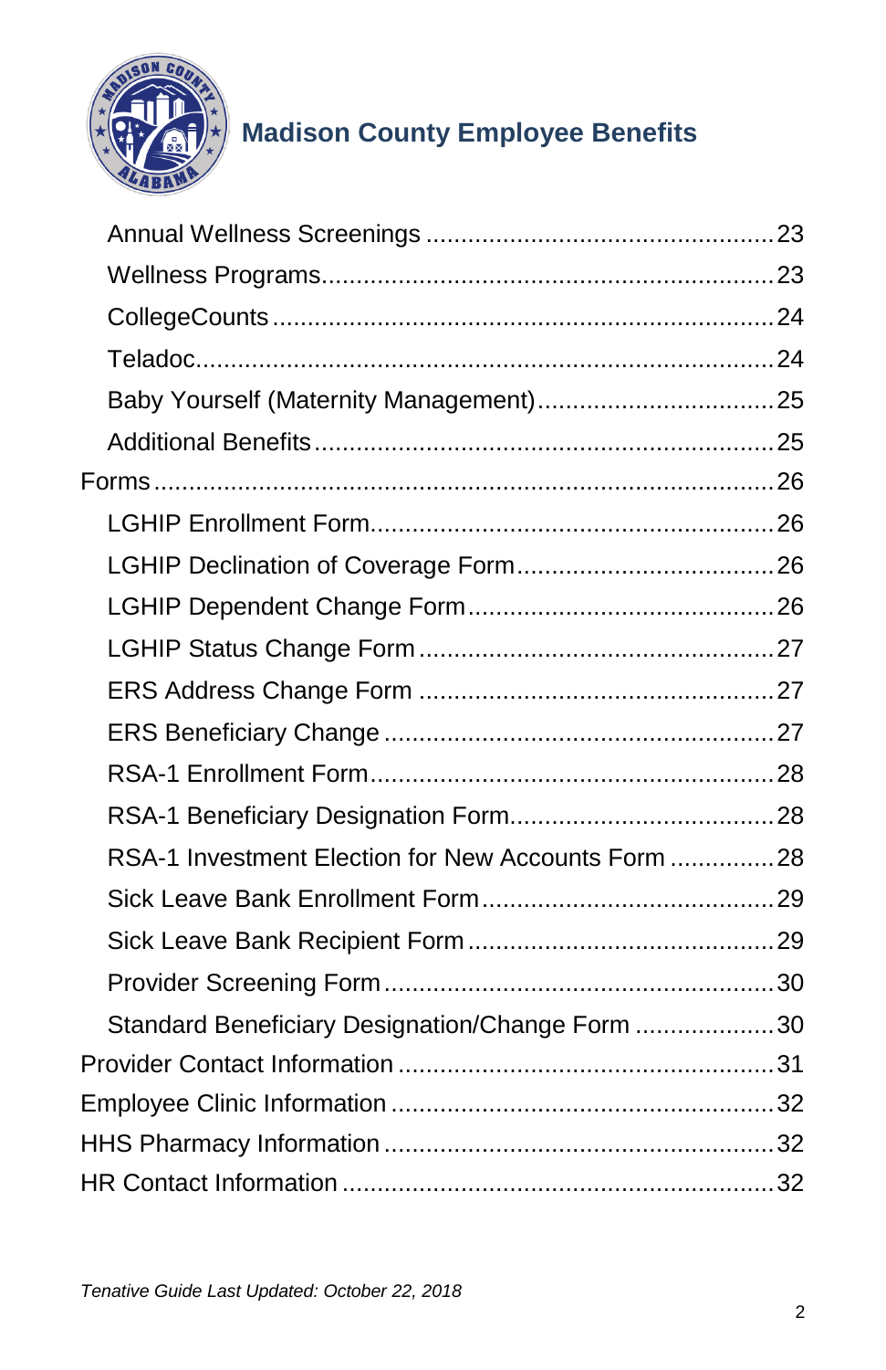Annual Wellness Screenings ................................................ 23
Wellness Programs............................................................... 23
CollegeCounts ..................................................................... 24
Teladoc................................................................................. 24
Baby Yourself (Maternity Management)................................. 25
Additional Benefits ................................................................ 25

Forms ...................................................................................... 26

LGHIP Enrollment Form........................................................ 26
LGHIP Declination of Coverage Form.................................... 26
LGHIP Dependent Change Form........................................... 26
LGHIP Status Change Form .................................................. 27
ERS Address Change Form .................................................. 27
ERS Beneficiary Change ...................................................... 27
RSA-1 Enrollment Form........................................................ 28
RSA-1 Beneficiary Designation Form..................................... 28
RSA-1 Investment Election for New Accounts Form ............... 28
Sick Leave Bank Enrollment Form......................................... 29
Sick Leave Bank Recipient Form ........................................... 29
Provider Screening Form ...................................................... 30
Standard Beneficiary Designation/Change Form .................... 30

Provider Contact Information .................................................... 31
Employee Clinic Information ..................................................... 32
HHS Pharmacy Information ...................................................... 32
HR Contact Information ............................................................ 32

*Tenative Guide Last Updated: October 22, 2018*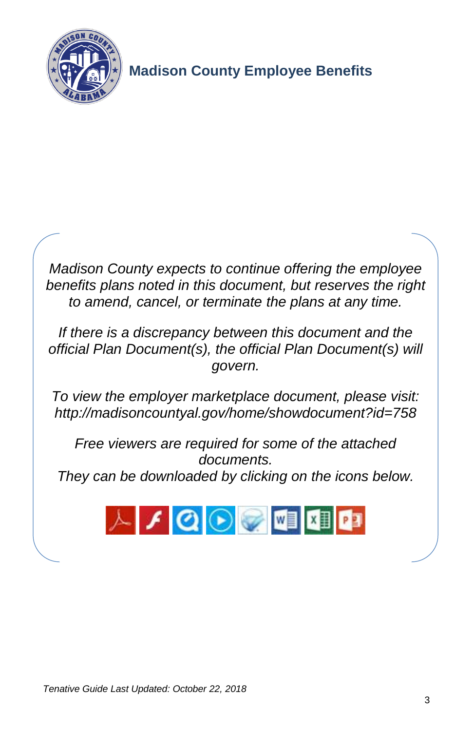# Madison County Employee Benefits

*Madison County expects to continue offering the employee benefits plans noted in this document, but reserves the right to amend, cancel, or terminate the plans at any time.*

*If there is a discrepancy between this document and the official Plan Document(s), the official Plan Document(s) will govern.*

*To view the employer marketplace document, please visit: http://madisoncountyal.gov/home/showdocument?id=758*

*Free viewers are required for some of the attached documents.*
*They can be downloaded by clicking on the icons below.*

*Tenative Guide Last Updated: October 22, 2018*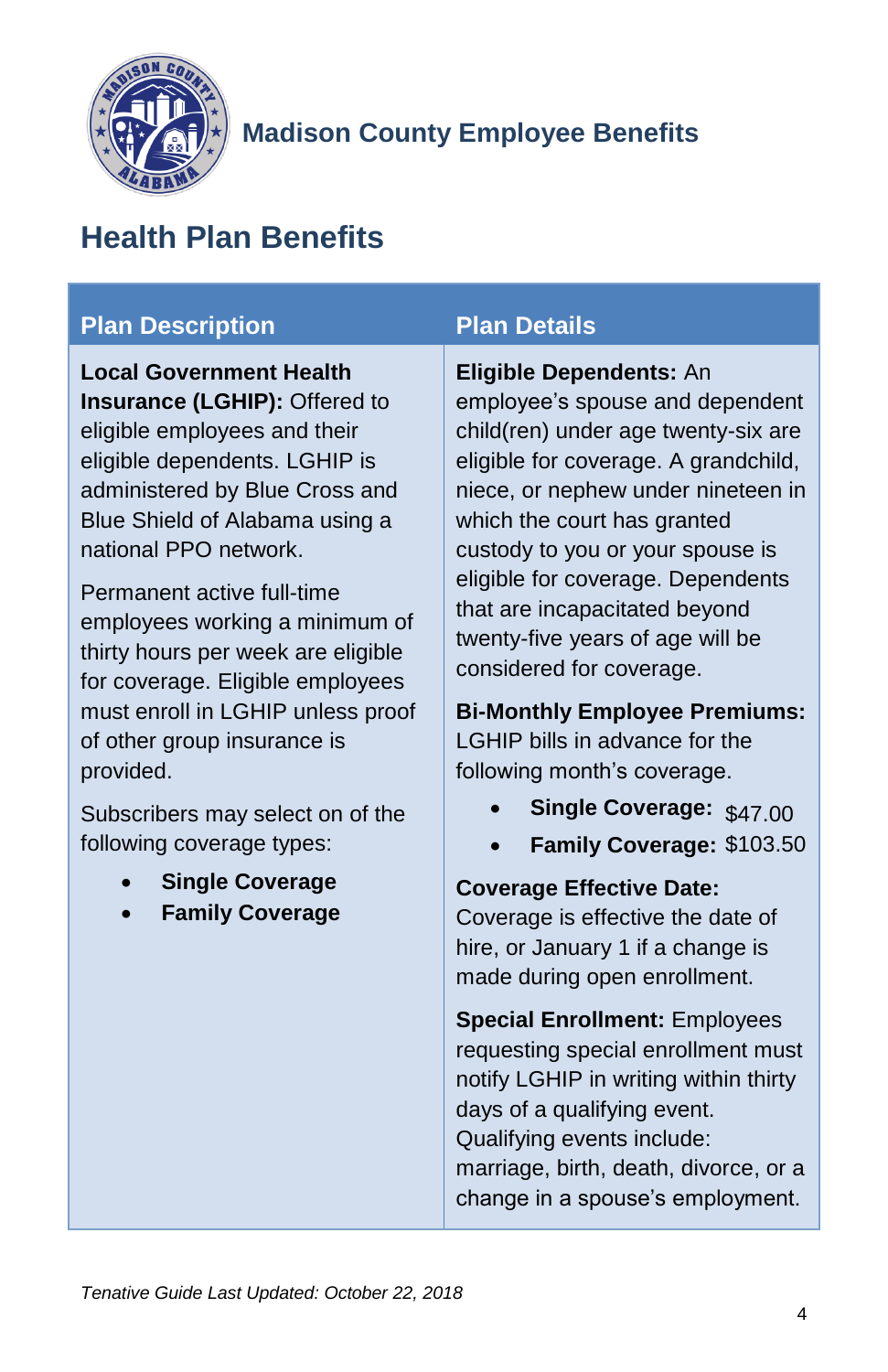Madison County Employee Benefits

## Health Plan Benefits

| Plan Description | Plan Details |
| --- | --- |
| **Local Government Health Insurance (LGHIP):** Offered to eligible employees and their eligible dependents. LGHIP is administered by Blue Cross and Blue Shield of Alabama using a national PPO network.<br><br>Permanent active full-time employees working a minimum of thirty hours per week are eligible for coverage. Eligible employees must enroll in LGHIP unless proof of other group insurance is provided.<br><br>Subscribers may select on of the following coverage types:<br>• **Single Coverage**<br>• **Family Coverage** | **Eligible Dependents:** An employee's spouse and dependent child(ren) under age twenty-six are eligible for coverage. A grandchild, niece, or nephew under nineteen in which the court has granted custody to you or your spouse is eligible for coverage. Dependents that are incapacitated beyond twenty-five years of age will be considered for coverage.<br><br>**Bi-Monthly Employee Premiums:** LGHIP bills in advance for the following month's coverage.<br>• **Single Coverage:** $47.00<br>• **Family Coverage:** $103.50<br><br>**Coverage Effective Date:** Coverage is effective the date of hire, or January 1 if a change is made during open enrollment.<br><br>**Special Enrollment:** Employees requesting special enrollment must notify LGHIP in writing within thirty days of a qualifying event. Qualifying events include: marriage, birth, death, divorce, or a change in a spouse's employment. |

*Tenative Guide Last Updated: October 22, 2018*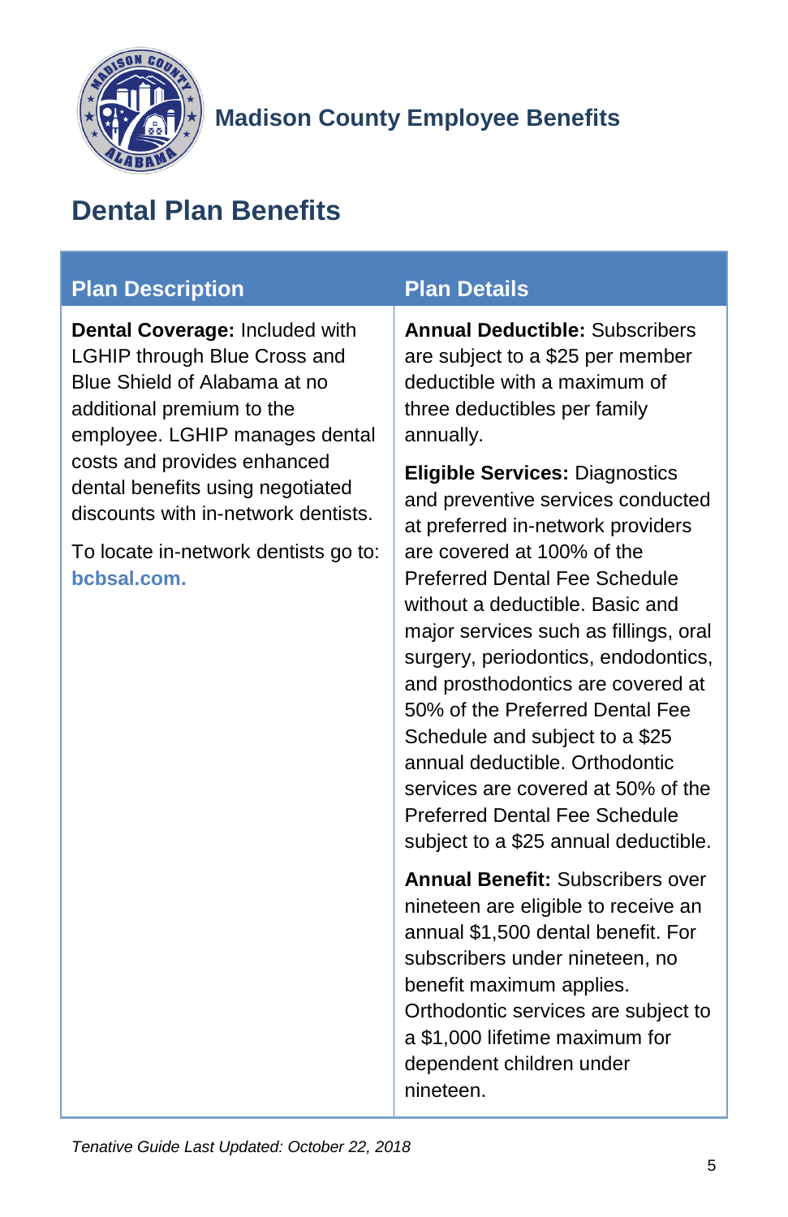# Madison County Employee Benefits

## Dental Plan Benefits

| Plan Description | Plan Details |
|---|---|
| **Dental Coverage:** Included with LGHIP through Blue Cross and Blue Shield of Alabama at no additional premium to the employee. LGHIP manages dental costs and provides enhanced dental benefits using negotiated discounts with in-network dentists.<br><br>To locate in-network dentists go to: **bcbsal.com.** | **Annual Deductible:** Subscribers are subject to a $25 per member deductible with a maximum of three deductibles per family annually.<br><br>**Eligible Services:** Diagnostics and preventive services conducted at preferred in-network providers are covered at 100% of the Preferred Dental Fee Schedule without a deductible. Basic and major services such as fillings, oral surgery, periodontics, endodontics, and prosthodontics are covered at 50% of the Preferred Dental Fee Schedule and subject to a $25 annual deductible. Orthodontic services are covered at 50% of the Preferred Dental Fee Schedule subject to a $25 annual deductible.<br><br>**Annual Benefit:** Subscribers over nineteen are eligible to receive an annual $1,500 dental benefit. For subscribers under nineteen, no benefit maximum applies. Orthodontic services are subject to a $1,000 lifetime maximum for dependent children under nineteen. |

*Tenative Guide Last Updated: October 22, 2018*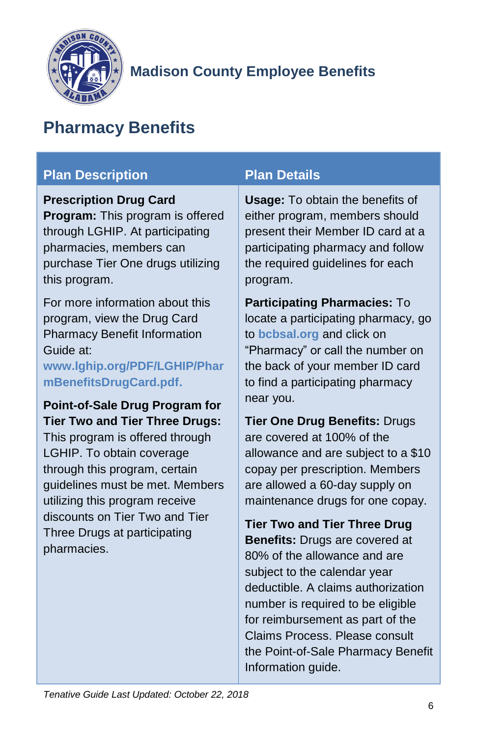Madison County Employee Benefits

## Pharmacy Benefits

| Plan Description | Plan Details |
| --- | --- |
| **Prescription Drug Card Program:** This program is offered through LGHIP. At participating pharmacies, members can purchase Tier One drugs utilizing this program.<br><br>For more information about this program, view the Drug Card Pharmacy Benefit Information Guide at: **www.lghip.org/PDF/LGHIP/PharmBenefitsDrugCard.pdf.**<br><br>**Point-of-Sale Drug Program for Tier Two and Tier Three Drugs:** This program is offered through LGHIP. To obtain coverage through this program, certain guidelines must be met. Members utilizing this program receive discounts on Tier Two and Tier Three Drugs at participating pharmacies. | **Usage:** To obtain the benefits of either program, members should present their Member ID card at a participating pharmacy and follow the required guidelines for each program.<br><br>**Participating Pharmacies:** To locate a participating pharmacy, go to **bcbsal.org** and click on “Pharmacy” or call the number on the back of your member ID card to find a participating pharmacy near you.<br><br>**Tier One Drug Benefits:** Drugs are covered at 100% of the allowance and are subject to a $10 copay per prescription. Members are allowed a 60-day supply on maintenance drugs for one copay.<br><br>**Tier Two and Tier Three Drug Benefits:** Drugs are covered at 80% of the allowance and are subject to the calendar year deductible. A claims authorization number is required to be eligible for reimbursement as part of the Claims Process. Please consult the Point-of-Sale Pharmacy Benefit Information guide. |

*Tenative Guide Last Updated: October 22, 2018*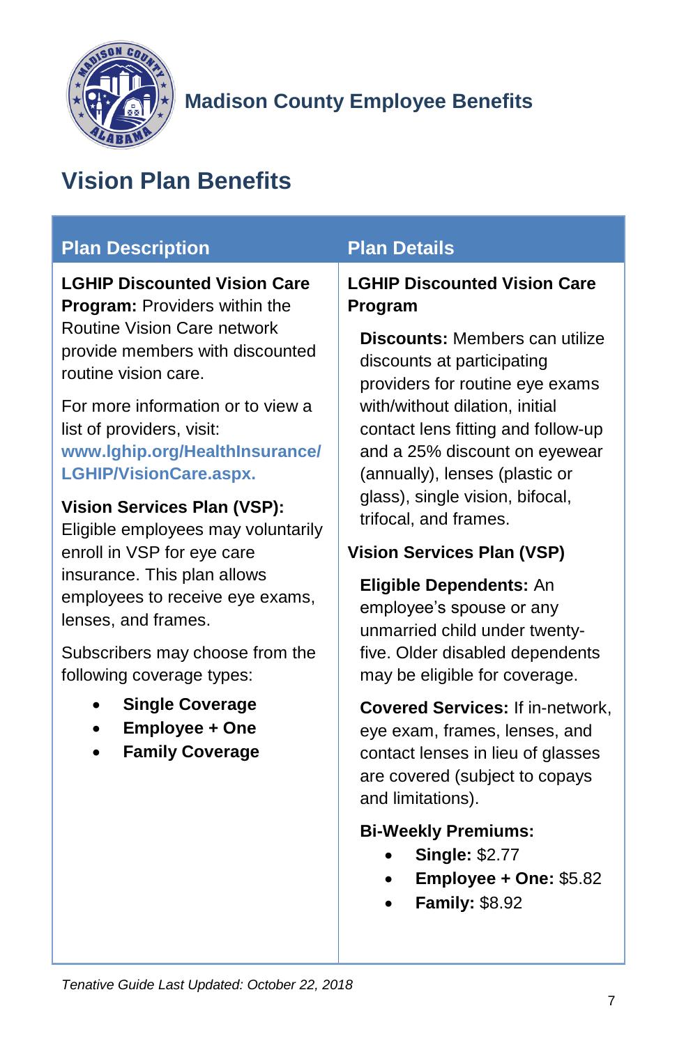Madison County Employee Benefits

# Vision Plan Benefits

| Plan Description | Plan Details |
|---|---|
| **LGHIP Discounted Vision Care Program:** Providers within the Routine Vision Care network provide members with discounted routine vision care.<br><br>For more information or to view a list of providers, visit: **www.lghip.org/HealthInsurance/LGHIP/VisionCare.aspx.**<br><br>**Vision Services Plan (VSP):** Eligible employees may voluntarily enroll in VSP for eye care insurance. This plan allows employees to receive eye exams, lenses, and frames.<br><br>Subscribers may choose from the following coverage types:<br>• **Single Coverage**<br>• **Employee + One**<br>• **Family Coverage** | **LGHIP Discounted Vision Care Program**<br><br>**Discounts:** Members can utilize discounts at participating providers for routine eye exams with/without dilation, initial contact lens fitting and follow-up and a 25% discount on eyewear (annually), lenses (plastic or glass), single vision, bifocal, trifocal, and frames.<br><br>**Vision Services Plan (VSP)**<br><br>**Eligible Dependents:** An employee's spouse or any unmarried child under twenty-five. Older disabled dependents may be eligible for coverage.<br><br>**Covered Services:** If in-network, eye exam, frames, lenses, and contact lenses in lieu of glasses are covered (subject to copays and limitations).<br><br>**Bi-Weekly Premiums:**<br>• **Single:** $2.77<br>• **Employee + One:** $5.82<br>• **Family:** $8.92 |

*Tenative Guide Last Updated: October 22, 2018*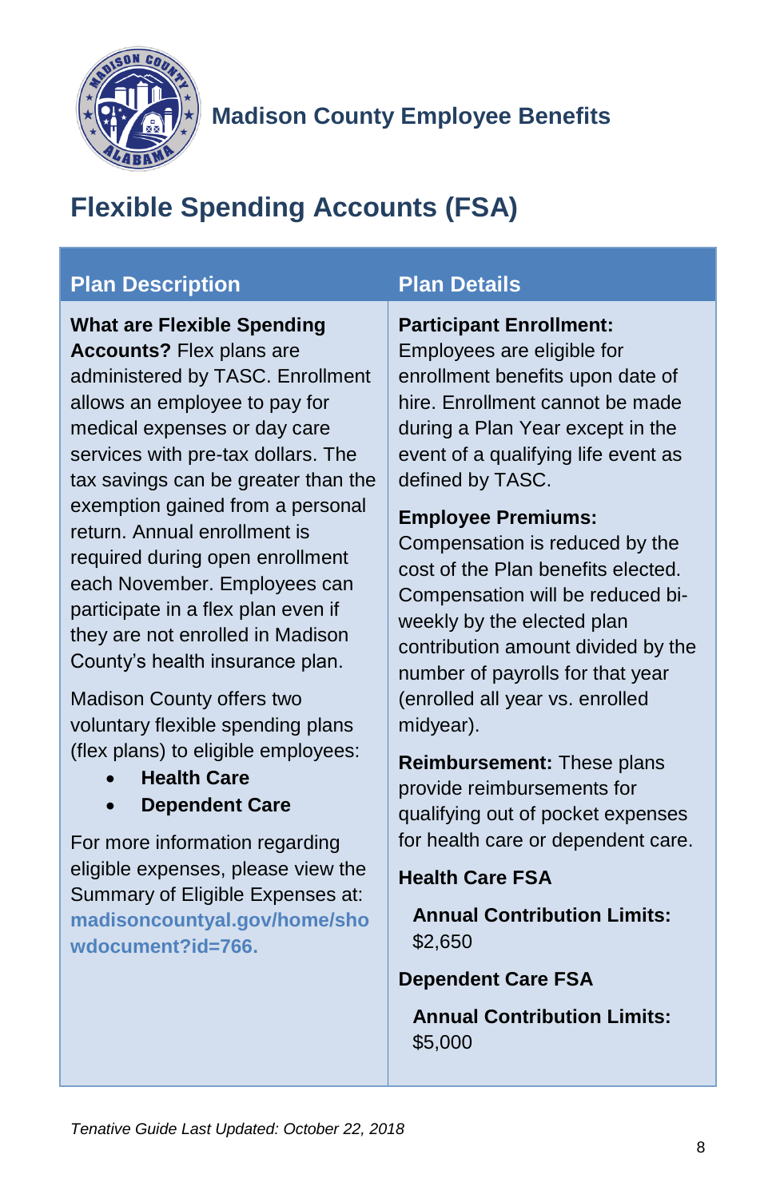## Madison County Employee Benefits

# Flexible Spending Accounts (FSA)

## Plan Description

**What are Flexible Spending Accounts?** Flex plans are administered by TASC. Enrollment allows an employee to pay for medical expenses or day care services with pre-tax dollars. The tax savings can be greater than the exemption gained from a personal return. Annual enrollment is required during open enrollment each November. Employees can participate in a flex plan even if they are not enrolled in Madison County's health insurance plan.

Madison County offers two voluntary flexible spending plans (flex plans) to eligible employees:

- **Health Care**
- **Dependent Care**

For more information regarding eligible expenses, please view the Summary of Eligible Expenses at: **madisoncountyal.gov/home/showdocument?id=766.**

## Plan Details

**Participant Enrollment:** Employees are eligible for enrollment benefits upon date of hire. Enrollment cannot be made during a Plan Year except in the event of a qualifying life event as defined by TASC.

**Employee Premiums:** Compensation is reduced by the cost of the Plan benefits elected. Compensation will be reduced bi-weekly by the elected plan contribution amount divided by the number of payrolls for that year (enrolled all year vs. enrolled midyear).

**Reimbursement:** These plans provide reimbursements for qualifying out of pocket expenses for health care or dependent care.

**Health Care FSA**

**Annual Contribution Limits:** $2,650

**Dependent Care FSA**

**Annual Contribution Limits:** $5,000

*Tenative Guide Last Updated: October 22, 2018*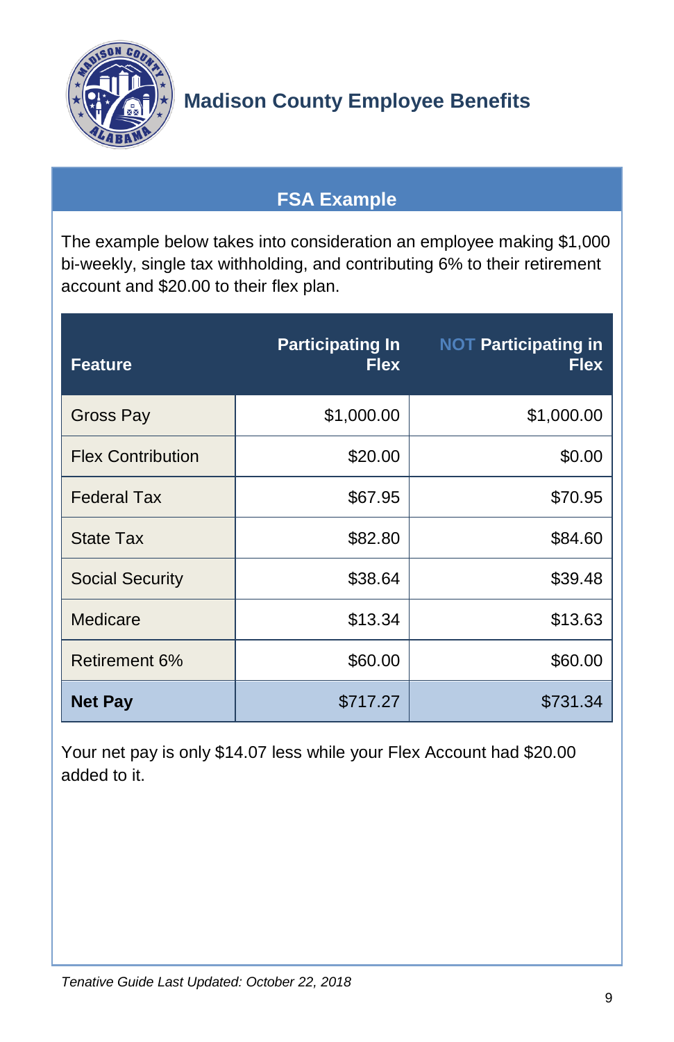# Madison County Employee Benefits

## FSA Example

The example below takes into consideration an employee making $1,000 bi-weekly, single tax withholding, and contributing 6% to their retirement account and $20.00 to their flex plan.

| Feature | Participating In Flex | NOT Participating in Flex |
|---|---:|---:|
| Gross Pay | $1,000.00 | $1,000.00 |
| Flex Contribution | $20.00 | $0.00 |
| Federal Tax | $67.95 | $70.95 |
| State Tax | $82.80 | $84.60 |
| Social Security | $38.64 | $39.48 |
| Medicare | $13.34 | $13.63 |
| Retirement 6% | $60.00 | $60.00 |
| **Net Pay** | $717.27 | $731.34 |

Your net pay is only $14.07 less while your Flex Account had $20.00 added to it.

*Tenative Guide Last Updated: October 22, 2018*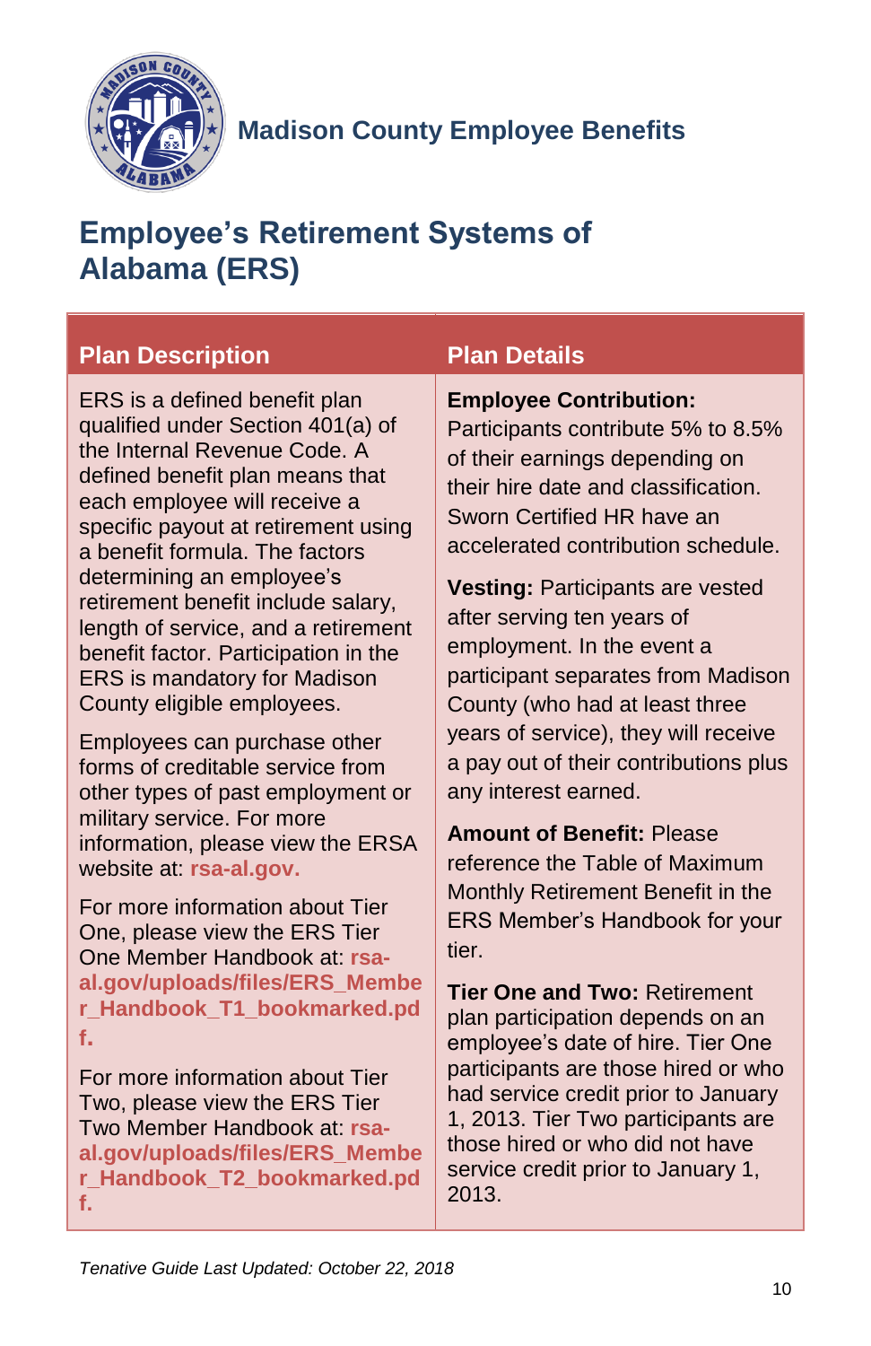Madison County Employee Benefits

# Employee's Retirement Systems of Alabama (ERS)

| Plan Description | Plan Details |
| --- | --- |
| ERS is a defined benefit plan qualified under Section 401(a) of the Internal Revenue Code. A defined benefit plan means that each employee will receive a specific payout at retirement using a benefit formula. The factors determining an employee's retirement benefit include salary, length of service, and a retirement benefit factor. Participation in the ERS is mandatory for Madison County eligible employees.<br><br>Employees can purchase other forms of creditable service from other types of past employment or military service. For more information, please view the ERSA website at: **rsa-al.gov.**<br><br>For more information about Tier One, please view the ERS Tier One Member Handbook at: **rsa-al.gov/uploads/files/ERS_Member_Handbook_T1_bookmarked.pdf.**<br><br>For more information about Tier Two, please view the ERS Tier Two Member Handbook at: **rsa-al.gov/uploads/files/ERS_Member_Handbook_T2_bookmarked.pdf.** | **Employee Contribution:** Participants contribute 5% to 8.5% of their earnings depending on their hire date and classification. Sworn Certified HR have an accelerated contribution schedule.<br><br>**Vesting:** Participants are vested after serving ten years of employment. In the event a participant separates from Madison County (who had at least three years of service), they will receive a pay out of their contributions plus any interest earned.<br><br>**Amount of Benefit:** Please reference the Table of Maximum Monthly Retirement Benefit in the ERS Member's Handbook for your tier.<br><br>**Tier One and Two:** Retirement plan participation depends on an employee's date of hire. Tier One participants are those hired or who had service credit prior to January 1, 2013. Tier Two participants are those hired or who did not have service credit prior to January 1, 2013. |

*Tenative Guide Last Updated: October 22, 2018*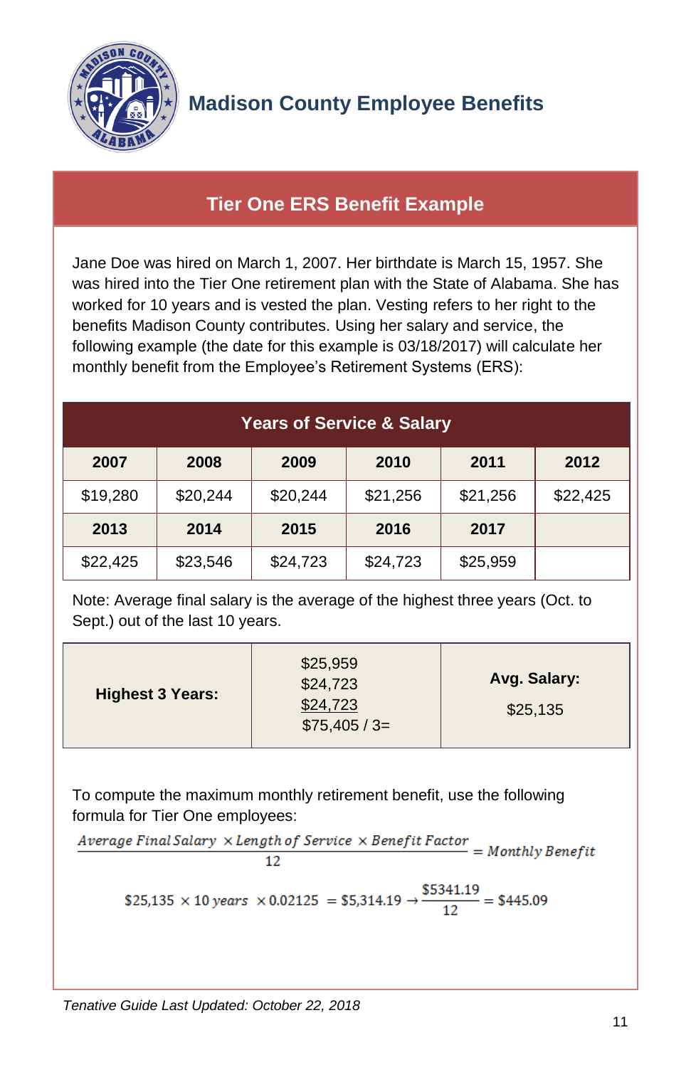# Madison County Employee Benefits

## Tier One ERS Benefit Example

Jane Doe was hired on March 1, 2007. Her birthdate is March 15, 1957. She was hired into the Tier One retirement plan with the State of Alabama. She has worked for 10 years and is vested the plan. Vesting refers to her right to the benefits Madison County contributes. Using her salary and service, the following example (the date for this example is 03/18/2017) will calculate her monthly benefit from the Employee's Retirement Systems (ERS):

| Years of Service & Salary | | | | | |
|---|---|---|---|---|---|
| **2007** | **2008** | **2009** | **2010** | **2011** | **2012** |
| $19,280 | $20,244 | $20,244 | $21,256 | $21,256 | $22,425 |
| **2013** | **2014** | **2015** | **2016** | **2017** | |
| $22,425 | $23,546 | $24,723 | $24,723 | $25,959 | |

Note: Average final salary is the average of the highest three years (Oct. to Sept.) out of the last 10 years.

| **Highest 3 Years:** | $25,959<br>$24,723<br>$24,723<br>$75,405 / 3= | **Avg. Salary:**<br>$25,135 |
|---|---|---|

To compute the maximum monthly retirement benefit, use the following formula for Tier One employees:

$$\frac{Average\ Final\ Salary\ \times Length\ of\ Service\ \times Benefit\ Factor}{12} = Monthly\ Benefit$$

$$\$25{,}135\ \times 10\ years\ \times 0.02125\ = \$5{,}314.19 \rightarrow \frac{\$5341.19}{12} = \$445.09$$

*Tenative Guide Last Updated: October 22, 2018*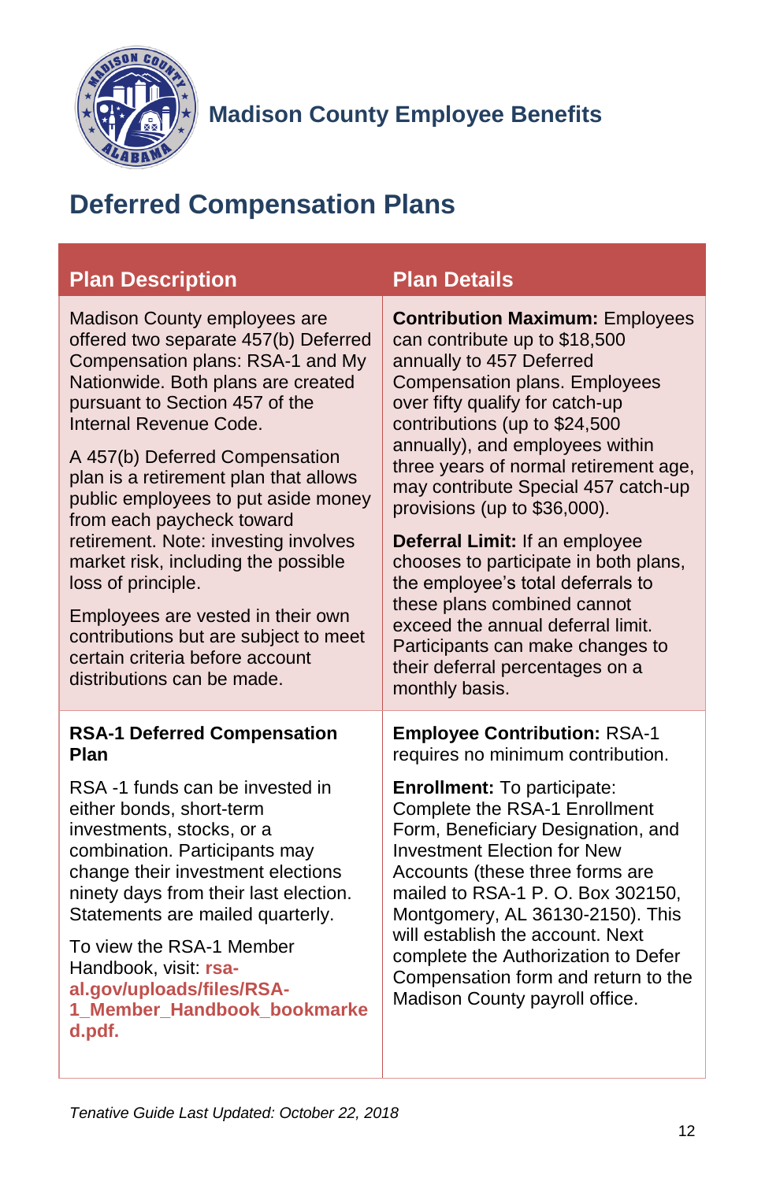Madison County Employee Benefits

# Deferred Compensation Plans

| Plan Description | Plan Details |
| --- | --- |
| Madison County employees are offered two separate 457(b) Deferred Compensation plans: RSA-1 and My Nationwide. Both plans are created pursuant to Section 457 of the Internal Revenue Code.<br><br>A 457(b) Deferred Compensation plan is a retirement plan that allows public employees to put aside money from each paycheck toward retirement. Note: investing involves market risk, including the possible loss of principle.<br><br>Employees are vested in their own contributions but are subject to meet certain criteria before account distributions can be made. | **Contribution Maximum:** Employees can contribute up to $18,500 annually to 457 Deferred Compensation plans. Employees over fifty qualify for catch-up contributions (up to $24,500 annually), and employees within three years of normal retirement age, may contribute Special 457 catch-up provisions (up to $36,000).<br><br>**Deferral Limit:** If an employee chooses to participate in both plans, the employee's total deferrals to these plans combined cannot exceed the annual deferral limit. Participants can make changes to their deferral percentages on a monthly basis. |
| **RSA-1 Deferred Compensation Plan**<br><br>RSA -1 funds can be invested in either bonds, short-term investments, stocks, or a combination. Participants may change their investment elections ninety days from their last election. Statements are mailed quarterly.<br><br>To view the RSA-1 Member Handbook, visit: **rsa-al.gov/uploads/files/RSA-1_Member_Handbook_bookmarked.pdf.** | **Employee Contribution:** RSA-1 requires no minimum contribution.<br><br>**Enrollment:** To participate: Complete the RSA-1 Enrollment Form, Beneficiary Designation, and Investment Election for New Accounts (these three forms are mailed to RSA-1 P. O. Box 302150, Montgomery, AL 36130-2150). This will establish the account. Next complete the Authorization to Defer Compensation form and return to the Madison County payroll office. |

*Tenative Guide Last Updated: October 22, 2018*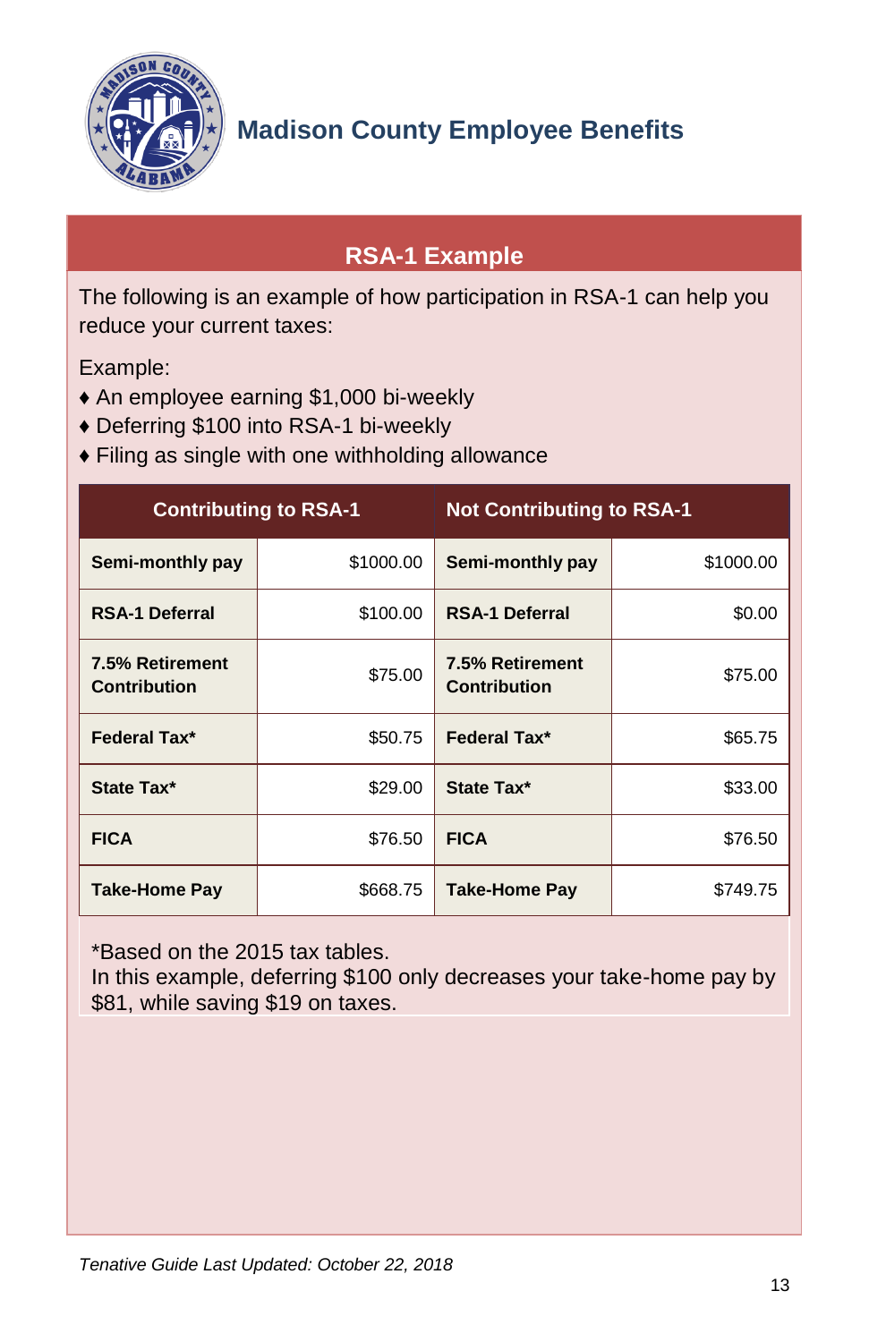# Madison County Employee Benefits

## RSA-1 Example

The following is an example of how participation in RSA-1 can help you reduce your current taxes:

Example:

- ♦ An employee earning $1,000 bi-weekly
- ♦ Deferring $100 into RSA-1 bi-weekly
- ♦ Filing as single with one withholding allowance

| Contributing to RSA-1 | | Not Contributing to RSA-1 | |
|---|---|---|---|
| **Semi-monthly pay** | $1000.00 | **Semi-monthly pay** | $1000.00 |
| **RSA-1 Deferral** | $100.00 | **RSA-1 Deferral** | $0.00 |
| **7.5% Retirement Contribution** | $75.00 | **7.5% Retirement Contribution** | $75.00 |
| **Federal Tax*** | $50.75 | **Federal Tax*** | $65.75 |
| **State Tax*** | $29.00 | **State Tax*** | $33.00 |
| **FICA** | $76.50 | **FICA** | $76.50 |
| **Take-Home Pay** | $668.75 | **Take-Home Pay** | $749.75 |

*Based on the 2015 tax tables.
In this example, deferring $100 only decreases your take-home pay by $81, while saving $19 on taxes.

*Tenative Guide Last Updated: October 22, 2018*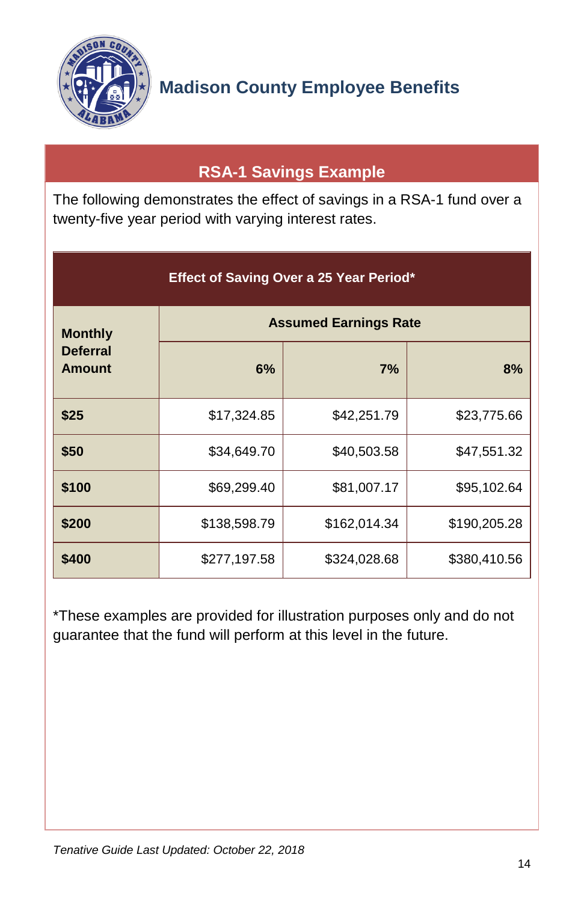## Madison County Employee Benefits

### RSA-1 Savings Example

The following demonstrates the effect of savings in a RSA-1 fund over a twenty-five year period with varying interest rates.

| Effect of Saving Over a 25 Year Period* | | | |
|---|---|---|---|
| **Monthly Deferral Amount** | **Assumed Earnings Rate** | | |
| | **6%** | **7%** | **8%** |
| **$25** | $17,324.85 | $42,251.79 | $23,775.66 |
| **$50** | $34,649.70 | $40,503.58 | $47,551.32 |
| **$100** | $69,299.40 | $81,007.17 | $95,102.64 |
| **$200** | $138,598.79 | $162,014.34 | $190,205.28 |
| **$400** | $277,197.58 | $324,028.68 | $380,410.56 |

*These examples are provided for illustration purposes only and do not guarantee that the fund will perform at this level in the future.

*Tenative Guide Last Updated: October 22, 2018*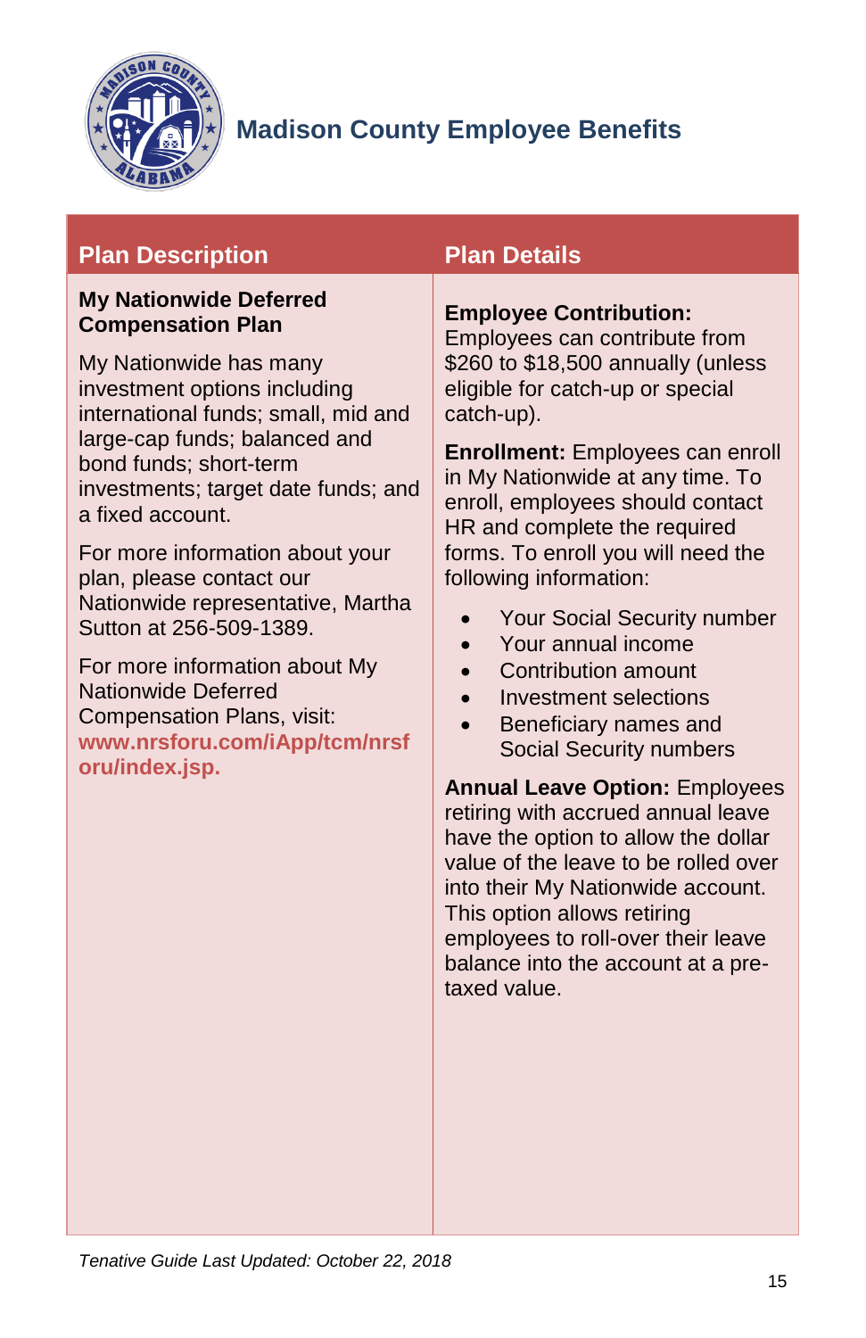## Madison County Employee Benefits

| Plan Description | Plan Details |
| --- | --- |
| **My Nationwide Deferred Compensation Plan**<br><br>My Nationwide has many investment options including international funds; small, mid and large-cap funds; balanced and bond funds; short-term investments; target date funds; and a fixed account.<br><br>For more information about your plan, please contact our Nationwide representative, Martha Sutton at 256-509-1389.<br><br>For more information about My Nationwide Deferred Compensation Plans, visit: **www.nrsforu.com/iApp/tcm/nrsforu/index.jsp.** | **Employee Contribution:** Employees can contribute from $260 to $18,500 annually (unless eligible for catch-up or special catch-up).<br><br>**Enrollment:** Employees can enroll in My Nationwide at any time. To enroll, employees should contact HR and complete the required forms. To enroll you will need the following information:<br>• Your Social Security number<br>• Your annual income<br>• Contribution amount<br>• Investment selections<br>• Beneficiary names and Social Security numbers<br><br>**Annual Leave Option:** Employees retiring with accrued annual leave have the option to allow the dollar value of the leave to be rolled over into their My Nationwide account. This option allows retiring employees to roll-over their leave balance into the account at a pre-taxed value. |

*Tenative Guide Last Updated: October 22, 2018*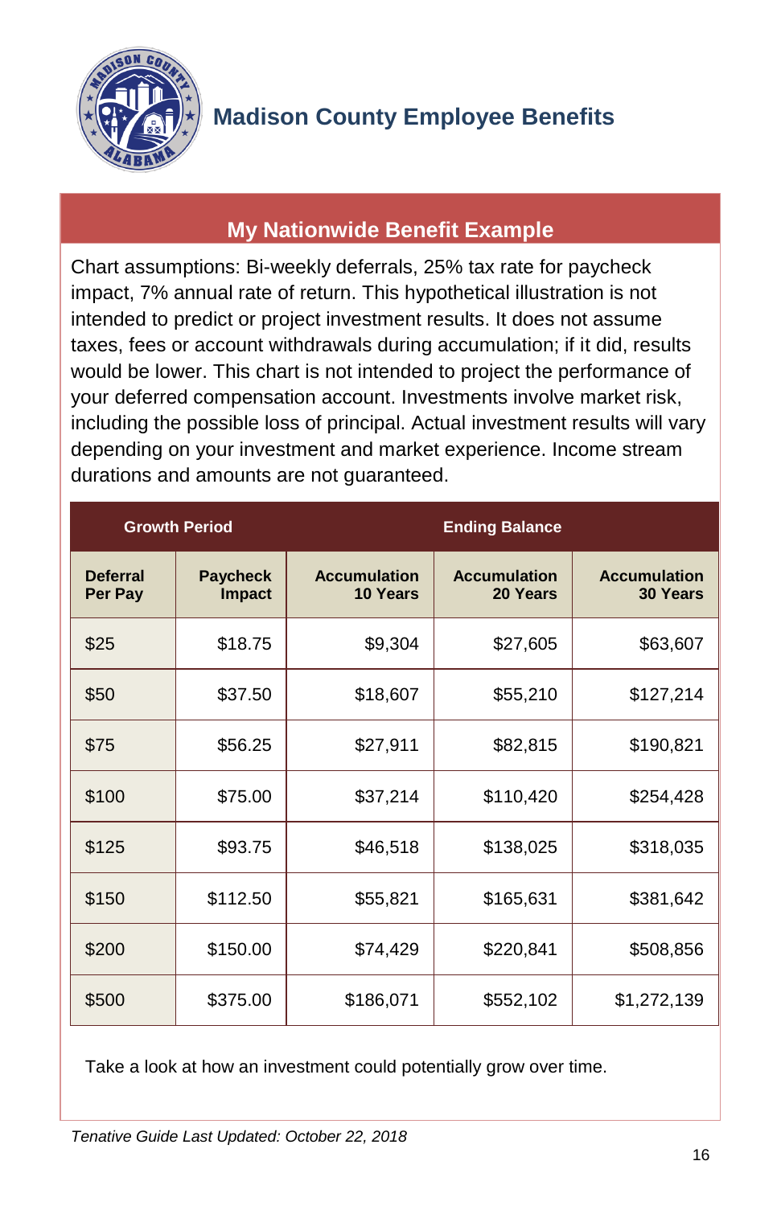# Madison County Employee Benefits

## My Nationwide Benefit Example

Chart assumptions: Bi-weekly deferrals, 25% tax rate for paycheck impact, 7% annual rate of return. This hypothetical illustration is not intended to predict or project investment results. It does not assume taxes, fees or account withdrawals during accumulation; if it did, results would be lower. This chart is not intended to project the performance of your deferred compensation account. Investments involve market risk, including the possible loss of principal. Actual investment results will vary depending on your investment and market experience. Income stream durations and amounts are not guaranteed.

| Growth Period | | Ending Balance | | |
|---|---|---|---|---|
| **Deferral Per Pay** | **Paycheck Impact** | **Accumulation 10 Years** | **Accumulation 20 Years** | **Accumulation 30 Years** |
| $25 | $18.75 | $9,304 | $27,605 | $63,607 |
| $50 | $37.50 | $18,607 | $55,210 | $127,214 |
| $75 | $56.25 | $27,911 | $82,815 | $190,821 |
| $100 | $75.00 | $37,214 | $110,420 | $254,428 |
| $125 | $93.75 | $46,518 | $138,025 | $318,035 |
| $150 | $112.50 | $55,821 | $165,631 | $381,642 |
| $200 | $150.00 | $74,429 | $220,841 | $508,856 |
| $500 | $375.00 | $186,071 | $552,102 | $1,272,139 |

Take a look at how an investment could potentially grow over time.

*Tenative Guide Last Updated: October 22, 2018*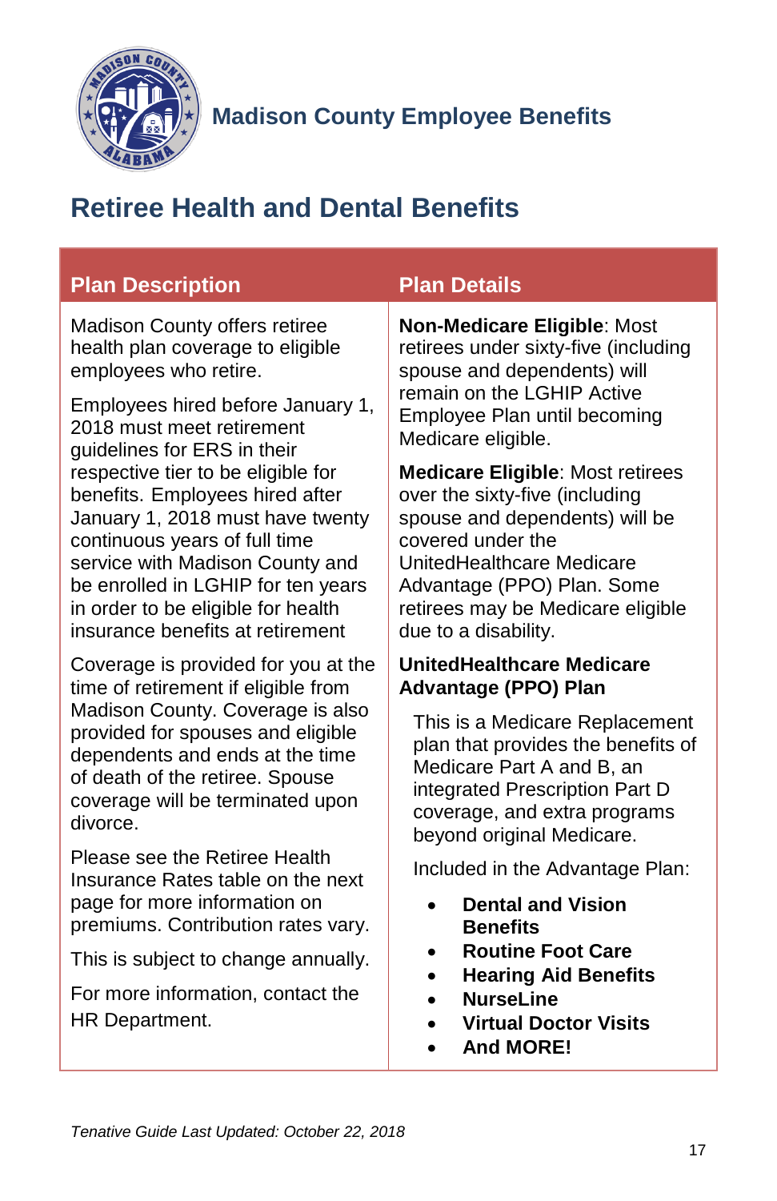Madison County Employee Benefits

# Retiree Health and Dental Benefits

| Plan Description | Plan Details |
| --- | --- |
| Madison County offers retiree health plan coverage to eligible employees who retire.<br><br>Employees hired before January 1, 2018 must meet retirement guidelines for ERS in their respective tier to be eligible for benefits. Employees hired after January 1, 2018 must have twenty continuous years of full time service with Madison County and be enrolled in LGHIP for ten years in order to be eligible for health insurance benefits at retirement<br><br>Coverage is provided for you at the time of retirement if eligible from Madison County. Coverage is also provided for spouses and eligible dependents and ends at the time of death of the retiree. Spouse coverage will be terminated upon divorce.<br><br>Please see the Retiree Health Insurance Rates table on the next page for more information on premiums. Contribution rates vary.<br><br>This is subject to change annually.<br><br>For more information, contact the HR Department. | **Non-Medicare Eligible**: Most retirees under sixty-five (including spouse and dependents) will remain on the LGHIP Active Employee Plan until becoming Medicare eligible.<br><br>**Medicare Eligible**: Most retirees over the sixty-five (including spouse and dependents) will be covered under the UnitedHealthcare Medicare Advantage (PPO) Plan. Some retirees may be Medicare eligible due to a disability.<br><br>**UnitedHealthcare Medicare Advantage (PPO) Plan**<br><br>This is a Medicare Replacement plan that provides the benefits of Medicare Part A and B, an integrated Prescription Part D coverage, and extra programs beyond original Medicare.<br><br>Included in the Advantage Plan:<br><br>• **Dental and Vision Benefits**<br>• **Routine Foot Care**<br>• **Hearing Aid Benefits**<br>• **NurseLine**<br>• **Virtual Doctor Visits**<br>• **And MORE!** |

*Tenative Guide Last Updated: October 22, 2018*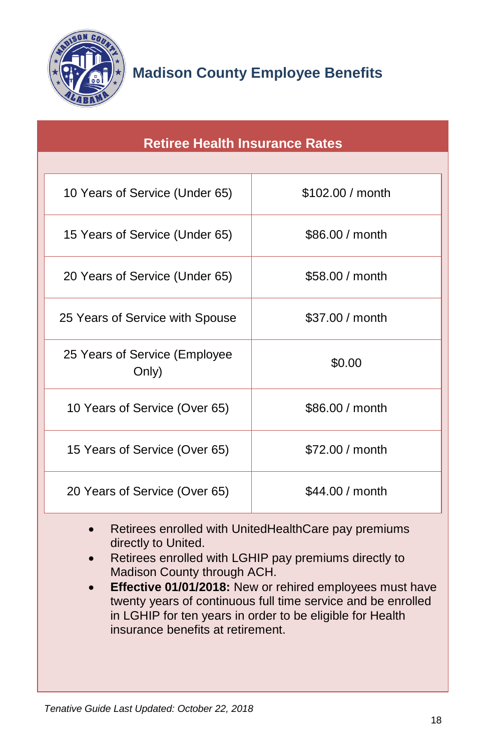# Madison County Employee Benefits

## Retiree Health Insurance Rates

| | |
|---|---|
| 10 Years of Service (Under 65) | $102.00 / month |
| 15 Years of Service (Under 65) | $86.00 / month |
| 20 Years of Service (Under 65) | $58.00 / month |
| 25 Years of Service with Spouse | $37.00 / month |
| 25 Years of Service (Employee Only) | $0.00 |
| 10 Years of Service (Over 65) | $86.00 / month |
| 15 Years of Service (Over 65) | $72.00 / month |
| 20 Years of Service (Over 65) | $44.00 / month |

- Retirees enrolled with UnitedHealthCare pay premiums directly to United.
- Retirees enrolled with LGHIP pay premiums directly to Madison County through ACH.
- **Effective 01/01/2018:** New or rehired employees must have twenty years of continuous full time service and be enrolled in LGHIP for ten years in order to be eligible for Health insurance benefits at retirement.

*Tenative Guide Last Updated: October 22, 2018*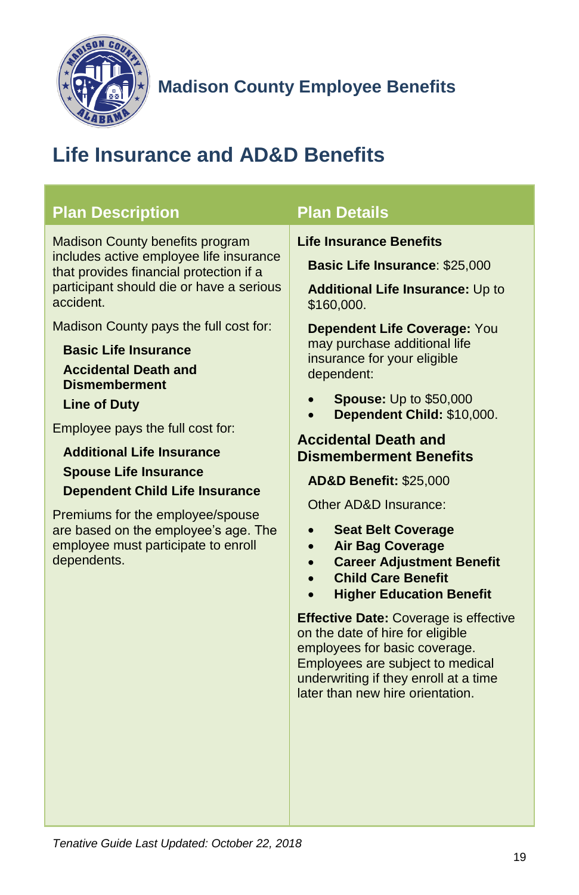Madison County Employee Benefits

# Life Insurance and AD&D Benefits

## Plan Description

Madison County benefits program includes active employee life insurance that provides financial protection if a participant should die or have a serious accident.

Madison County pays the full cost for:

**Basic Life Insurance**

**Accidental Death and Dismemberment**

**Line of Duty**

Employee pays the full cost for:

**Additional Life Insurance**

**Spouse Life Insurance**

**Dependent Child Life Insurance**

Premiums for the employee/spouse are based on the employee's age. The employee must participate to enroll dependents.

## Plan Details

**Life Insurance Benefits**

**Basic Life Insurance**: $25,000

**Additional Life Insurance:** Up to $160,000.

**Dependent Life Coverage:** You may purchase additional life insurance for your eligible dependent:

- **Spouse:** Up to $50,000
- **Dependent Child:** $10,000.

### Accidental Death and Dismemberment Benefits

**AD&D Benefit:** $25,000

Other AD&D Insurance:

- **Seat Belt Coverage**
- **Air Bag Coverage**
- **Career Adjustment Benefit**
- **Child Care Benefit**
- **Higher Education Benefit**

**Effective Date:** Coverage is effective on the date of hire for eligible employees for basic coverage. Employees are subject to medical underwriting if they enroll at a time later than new hire orientation.

*Tenative Guide Last Updated: October 22, 2018*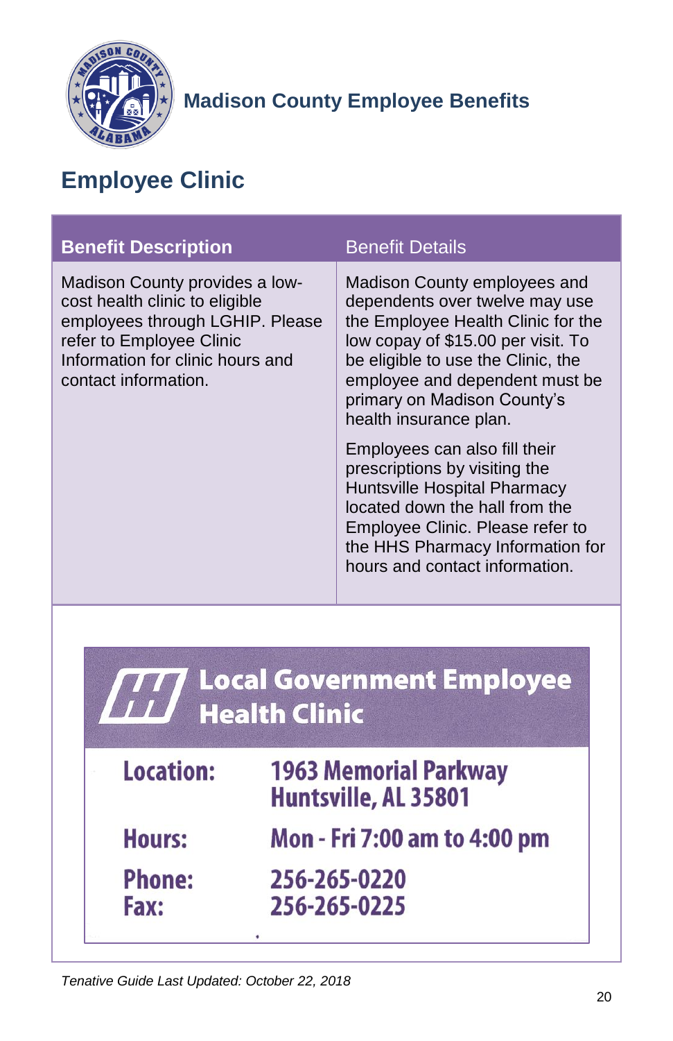# Madison County Employee Benefits

## Employee Clinic

| Benefit Description | Benefit Details |
| --- | --- |
| Madison County provides a low-cost health clinic to eligible employees through LGHIP. Please refer to Employee Clinic Information for clinic hours and contact information. | Madison County employees and dependents over twelve may use the Employee Health Clinic for the low copay of $15.00 per visit. To be eligible to use the Clinic, the employee and dependent must be primary on Madison County's health insurance plan.<br><br>Employees can also fill their prescriptions by visiting the Huntsville Hospital Pharmacy located down the hall from the Employee Clinic. Please refer to the HHS Pharmacy Information for hours and contact information. |

### Local Government Employee Health Clinic

| | |
| --- | --- |
| **Location:** | **1963 Memorial Parkway Huntsville, AL 35801** |
| **Hours:** | **Mon - Fri 7:00 am to 4:00 pm** |
| **Phone:** | **256-265-0220** |
| **Fax:** | **256-265-0225** |

*Tenative Guide Last Updated: October 22, 2018*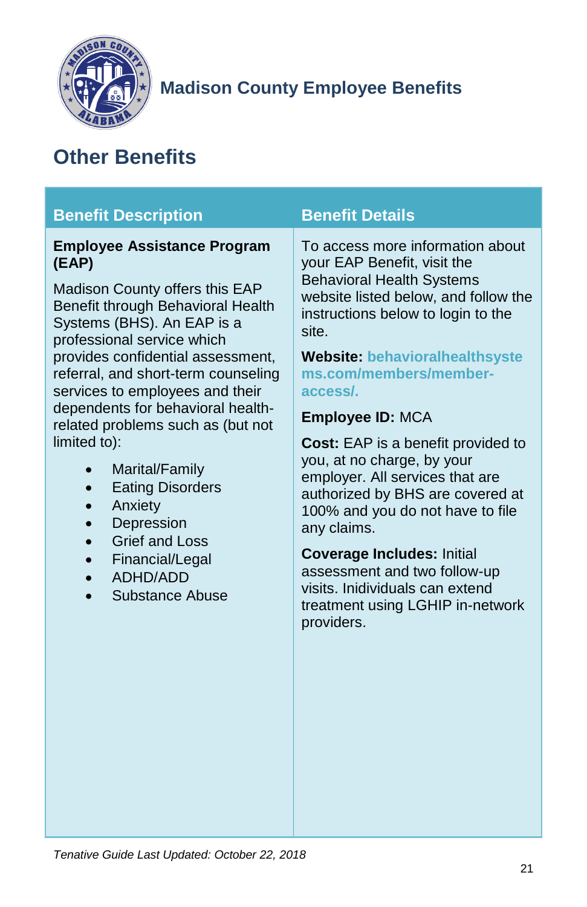Madison County Employee Benefits

# Other Benefits

| Benefit Description | Benefit Details |
|---|---|
| **Employee Assistance Program (EAP)**<br><br>Madison County offers this EAP Benefit through Behavioral Health Systems (BHS). An EAP is a professional service which provides confidential assessment, referral, and short-term counseling services to employees and their dependents for behavioral health-related problems such as (but not limited to):<br><br>• Marital/Family<br>• Eating Disorders<br>• Anxiety<br>• Depression<br>• Grief and Loss<br>• Financial/Legal<br>• ADHD/ADD<br>• Substance Abuse | To access more information about your EAP Benefit, visit the Behavioral Health Systems website listed below, and follow the instructions below to login to the site.<br><br>**Website:** behavioralhealthsystems.com/members/member-access/.<br><br>**Employee ID:** MCA<br><br>**Cost:** EAP is a benefit provided to you, at no charge, by your employer. All services that are authorized by BHS are covered at 100% and you do not have to file any claims.<br><br>**Coverage Includes:** Initial assessment and two follow-up visits. Inidividuals can extend treatment using LGHIP in-network providers. |

*Tenative Guide Last Updated: October 22, 2018*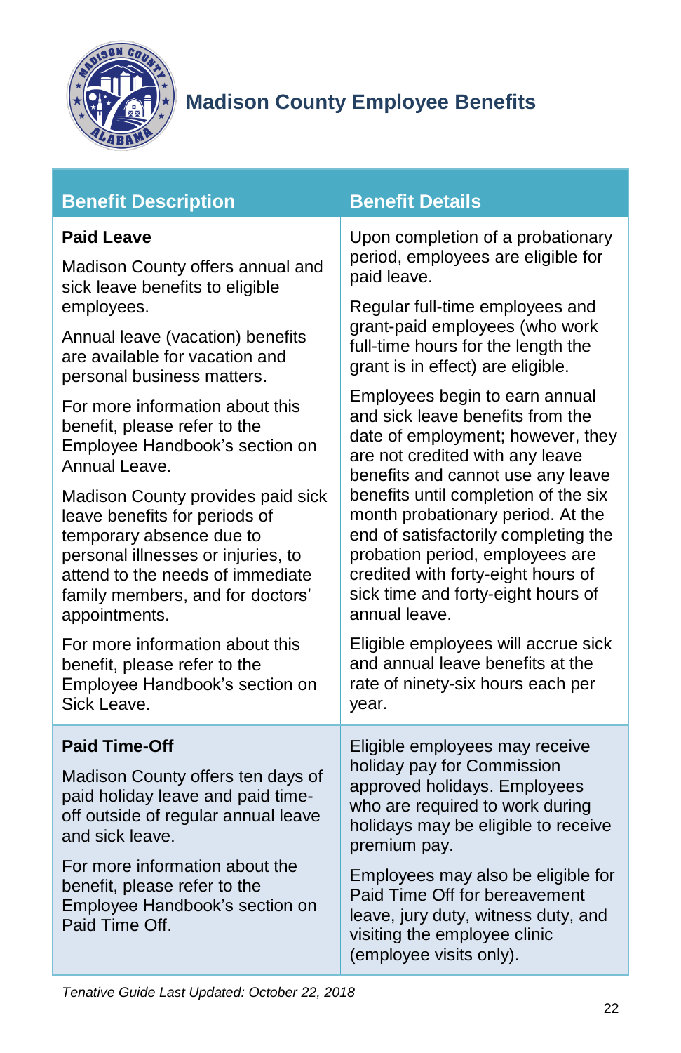# Madison County Employee Benefits

| Benefit Description | Benefit Details |
|---|---|
| **Paid Leave**<br><br>Madison County offers annual and sick leave benefits to eligible employees.<br><br>Annual leave (vacation) benefits are available for vacation and personal business matters.<br><br>For more information about this benefit, please refer to the Employee Handbook's section on Annual Leave.<br><br>Madison County provides paid sick leave benefits for periods of temporary absence due to personal illnesses or injuries, to attend to the needs of immediate family members, and for doctors' appointments.<br><br>For more information about this benefit, please refer to the Employee Handbook's section on Sick Leave. | Upon completion of a probationary period, employees are eligible for paid leave.<br><br>Regular full-time employees and grant-paid employees (who work full-time hours for the length the grant is in effect) are eligible.<br><br>Employees begin to earn annual and sick leave benefits from the date of employment; however, they are not credited with any leave benefits and cannot use any leave benefits until completion of the six month probationary period. At the end of satisfactorily completing the probation period, employees are credited with forty-eight hours of sick time and forty-eight hours of annual leave.<br><br>Eligible employees will accrue sick and annual leave benefits at the rate of ninety-six hours each per year. |
| **Paid Time-Off**<br><br>Madison County offers ten days of paid holiday leave and paid time-off outside of regular annual leave and sick leave.<br><br>For more information about the benefit, please refer to the Employee Handbook's section on Paid Time Off. | Eligible employees may receive holiday pay for Commission approved holidays. Employees who are required to work during holidays may be eligible to receive premium pay.<br><br>Employees may also be eligible for Paid Time Off for bereavement leave, jury duty, witness duty, and visiting the employee clinic (employee visits only). |

*Tenative Guide Last Updated: October 22, 2018*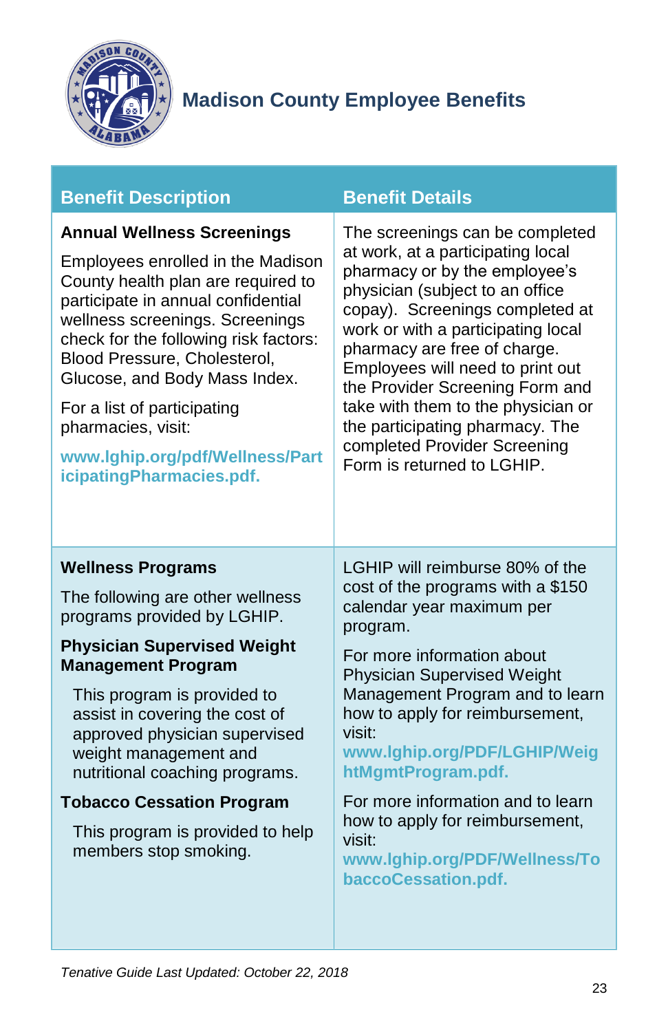## Madison County Employee Benefits

| Benefit Description | Benefit Details |
|---|---|
| **Annual Wellness Screenings**<br><br>Employees enrolled in the Madison County health plan are required to participate in annual confidential wellness screenings. Screenings check for the following risk factors: Blood Pressure, Cholesterol, Glucose, and Body Mass Index.<br><br>For a list of participating pharmacies, visit:<br><br>**www.lghip.org/pdf/Wellness/ParticipatingPharmacies.pdf.** | The screenings can be completed at work, at a participating local pharmacy or by the employee's physician (subject to an office copay). Screenings completed at work or with a participating local pharmacy are free of charge. Employees will need to print out the Provider Screening Form and take with them to the physician or the participating pharmacy. The completed Provider Screening Form is returned to LGHIP. |
| **Wellness Programs**<br><br>The following are other wellness programs provided by LGHIP.<br><br>**Physician Supervised Weight Management Program**<br><br>This program is provided to assist in covering the cost of approved physician supervised weight management and nutritional coaching programs.<br><br>**Tobacco Cessation Program**<br><br>This program is provided to help members stop smoking. | LGHIP will reimburse 80% of the cost of the programs with a $150 calendar year maximum per program.<br><br>For more information about Physician Supervised Weight Management Program and to learn how to apply for reimbursement, visit: **www.lghip.org/PDF/LGHIP/WeightMgmtProgram.pdf.**<br><br>For more information and to learn how to apply for reimbursement, visit: **www.lghip.org/PDF/Wellness/TobaccoCessation.pdf.** |

*Tenative Guide Last Updated: October 22, 2018*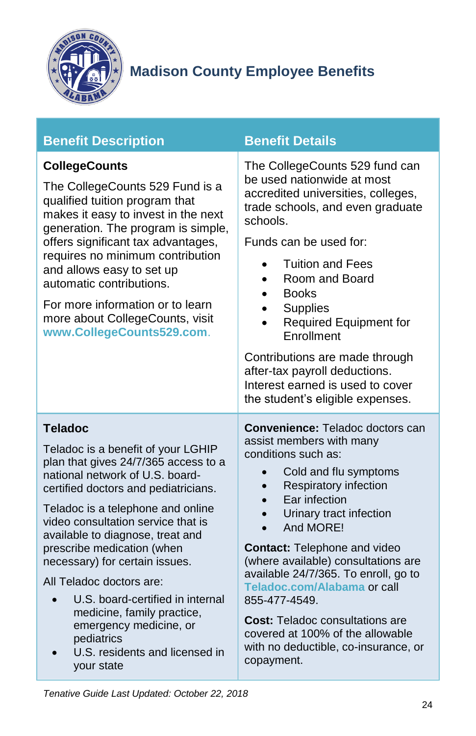## Madison County Employee Benefits

| Benefit Description | Benefit Details |
|---|---|
| **CollegeCounts**<br><br>The CollegeCounts 529 Fund is a qualified tuition program that makes it easy to invest in the next generation. The program is simple, offers significant tax advantages, requires no minimum contribution and allows easy to set up automatic contributions.<br><br>For more information or to learn more about CollegeCounts, visit **www.CollegeCounts529.com**. | The CollegeCounts 529 fund can be used nationwide at most accredited universities, colleges, trade schools, and even graduate schools.<br><br>Funds can be used for:<br>• Tuition and Fees<br>• Room and Board<br>• Books<br>• Supplies<br>• Required Equipment for Enrollment<br><br>Contributions are made through after-tax payroll deductions. Interest earned is used to cover the student's eligible expenses. |
| **Teladoc**<br><br>Teladoc is a benefit of your LGHIP plan that gives 24/7/365 access to a national network of U.S. board-certified doctors and pediatricians.<br><br>Teladoc is a telephone and online video consultation service that is available to diagnose, treat and prescribe medication (when necessary) for certain issues.<br><br>All Teladoc doctors are:<br>• U.S. board-certified in internal medicine, family practice, emergency medicine, or pediatrics<br>• U.S. residents and licensed in your state | **Convenience:** Teladoc doctors can assist members with many conditions such as:<br>• Cold and flu symptoms<br>• Respiratory infection<br>• Ear infection<br>• Urinary tract infection<br>• And MORE!<br><br>**Contact:** Telephone and video (where available) consultations are available 24/7/365. To enroll, go to **Teladoc.com/Alabama** or call 855-477-4549.<br><br>**Cost:** Teladoc consultations are covered at 100% of the allowable with no deductible, co-insurance, or copayment. |

*Tenative Guide Last Updated: October 22, 2018*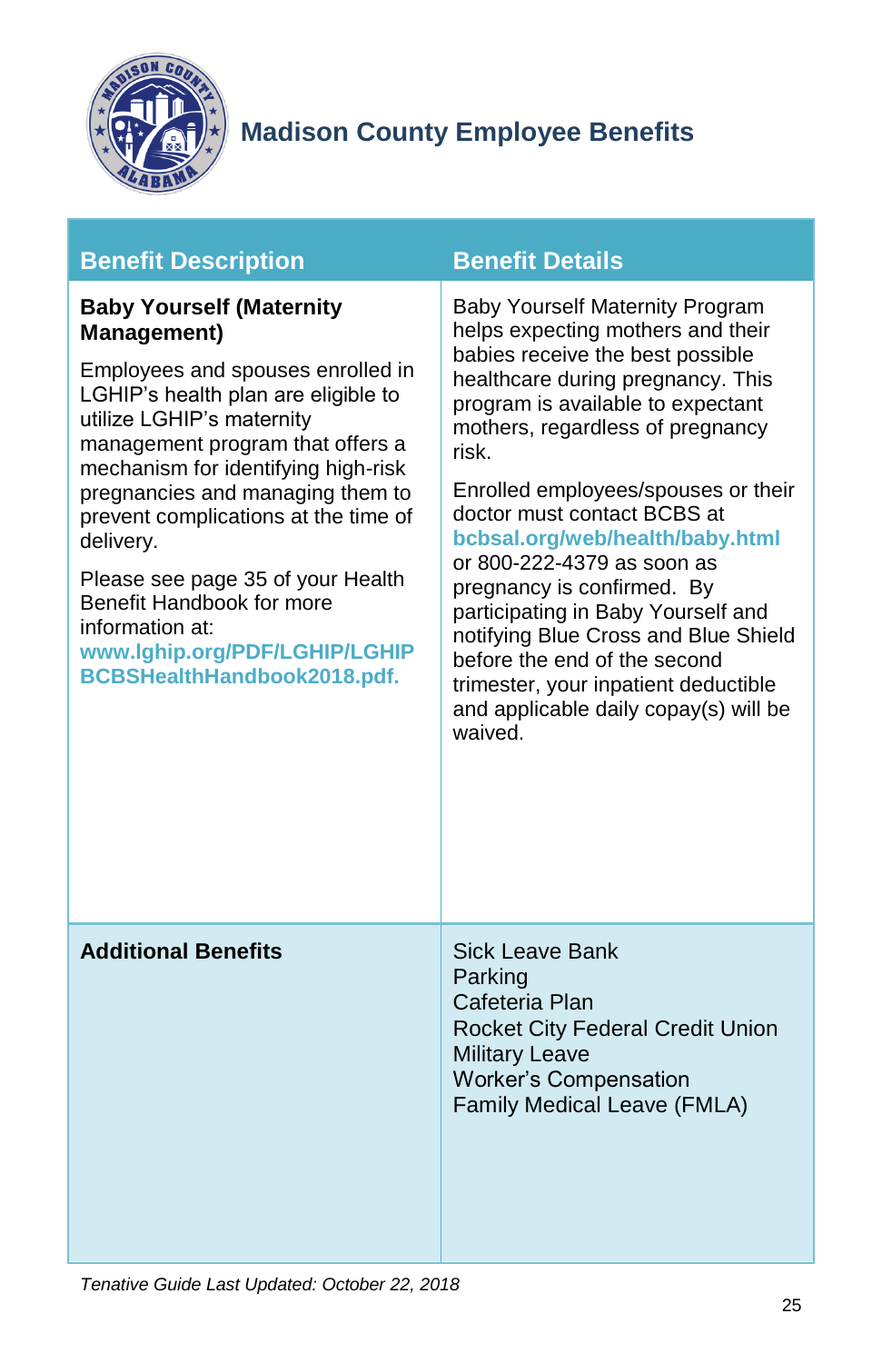# Madison County Employee Benefits

| Benefit Description | Benefit Details |
| --- | --- |
| **Baby Yourself (Maternity Management)**<br><br>Employees and spouses enrolled in LGHIP's health plan are eligible to utilize LGHIP's maternity management program that offers a mechanism for identifying high-risk pregnancies and managing them to prevent complications at the time of delivery.<br><br>Please see page 35 of your Health Benefit Handbook for more information at: **www.lghip.org/PDF/LGHIP/LGHIPBCBSHealthHandbook2018.pdf.** | Baby Yourself Maternity Program helps expecting mothers and their babies receive the best possible healthcare during pregnancy. This program is available to expectant mothers, regardless of pregnancy risk.<br><br>Enrolled employees/spouses or their doctor must contact BCBS at **bcbsal.org/web/health/baby.html** or 800-222-4379 as soon as pregnancy is confirmed. By participating in Baby Yourself and notifying Blue Cross and Blue Shield before the end of the second trimester, your inpatient deductible and applicable daily copay(s) will be waived. |
| **Additional Benefits** | Sick Leave Bank<br>Parking<br>Cafeteria Plan<br>Rocket City Federal Credit Union<br>Military Leave<br>Worker's Compensation<br>Family Medical Leave (FMLA) |

*Tenative Guide Last Updated: October 22, 2018*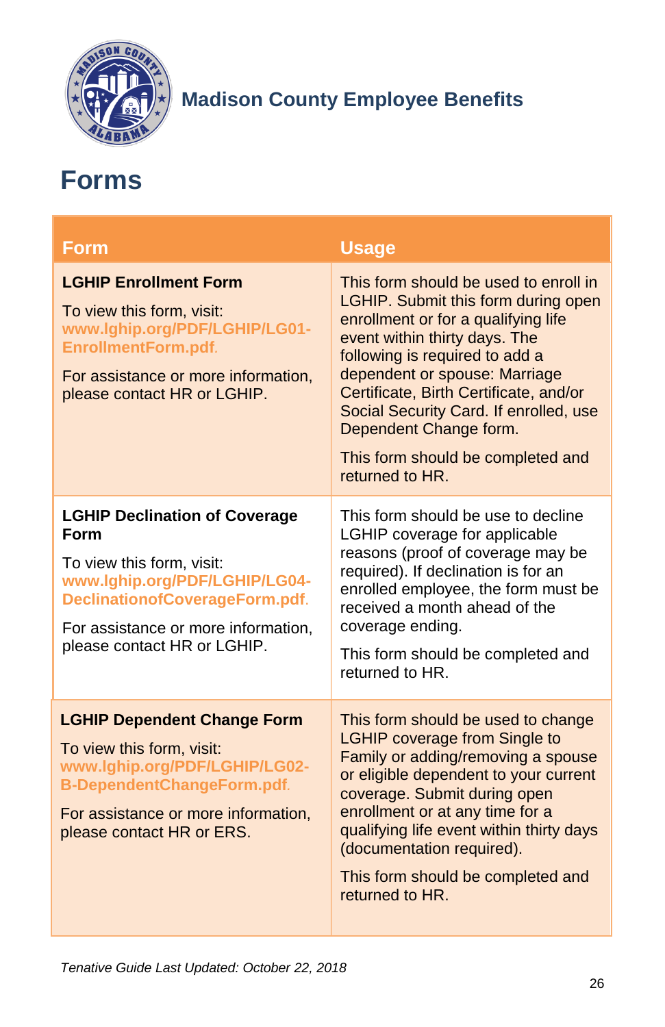Madison County Employee Benefits

# Forms

| Form | Usage |
|---|---|
| **LGHIP Enrollment Form**<br><br>To view this form, visit: **www.lghip.org/PDF/LGHIP/LG01-EnrollmentForm.pdf**.<br><br>For assistance or more information, please contact HR or LGHIP. | This form should be used to enroll in LGHIP. Submit this form during open enrollment or for a qualifying life event within thirty days. The following is required to add a dependent or spouse: Marriage Certificate, Birth Certificate, and/or Social Security Card. If enrolled, use Dependent Change form.<br><br>This form should be completed and returned to HR. |
| **LGHIP Declination of Coverage Form**<br><br>To view this form, visit: **www.lghip.org/PDF/LGHIP/LG04-DeclinationofCoverageForm.pdf**.<br><br>For assistance or more information, please contact HR or LGHIP. | This form should be use to decline LGHIP coverage for applicable reasons (proof of coverage may be required). If declination is for an enrolled employee, the form must be received a month ahead of the coverage ending.<br><br>This form should be completed and returned to HR. |
| **LGHIP Dependent Change Form**<br><br>To view this form, visit: **www.lghip.org/PDF/LGHIP/LG02-B-DependentChangeForm.pdf**.<br><br>For assistance or more information, please contact HR or ERS. | This form should be used to change LGHIP coverage from Single to Family or adding/removing a spouse or eligible dependent to your current coverage. Submit during open enrollment or at any time for a qualifying life event within thirty days (documentation required).<br><br>This form should be completed and returned to HR. |

*Tenative Guide Last Updated: October 22, 2018*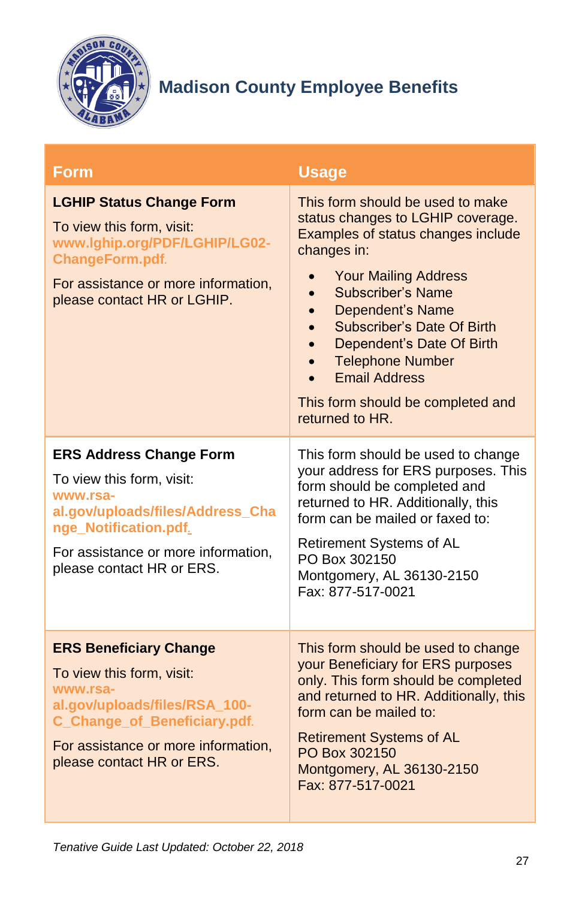# Madison County Employee Benefits

| Form | Usage |
|---|---|
| **LGHIP Status Change Form**<br><br>To view this form, visit: www.lghip.org/PDF/LGHIP/LG02-ChangeForm.pdf.<br><br>For assistance or more information, please contact HR or LGHIP. | This form should be used to make status changes to LGHIP coverage. Examples of status changes include changes in:<br><br>• Your Mailing Address<br>• Subscriber's Name<br>• Dependent's Name<br>• Subscriber's Date Of Birth<br>• Dependent's Date Of Birth<br>• Telephone Number<br>• Email Address<br><br>This form should be completed and returned to HR. |
| **ERS Address Change Form**<br><br>To view this form, visit: www.rsa-al.gov/uploads/files/Address_Change_Notification.pdf.<br><br>For assistance or more information, please contact HR or ERS. | This form should be used to change your address for ERS purposes. This form should be completed and returned to HR. Additionally, this form can be mailed or faxed to:<br><br>Retirement Systems of AL<br>PO Box 302150<br>Montgomery, AL 36130-2150<br>Fax: 877-517-0021 |
| **ERS Beneficiary Change**<br><br>To view this form, visit: www.rsa-al.gov/uploads/files/RSA_100-C_Change_of_Beneficiary.pdf.<br><br>For assistance or more information, please contact HR or ERS. | This form should be used to change your Beneficiary for ERS purposes only. This form should be completed and returned to HR. Additionally, this form can be mailed to:<br><br>Retirement Systems of AL<br>PO Box 302150<br>Montgomery, AL 36130-2150<br>Fax: 877-517-0021 |

*Tenative Guide Last Updated: October 22, 2018*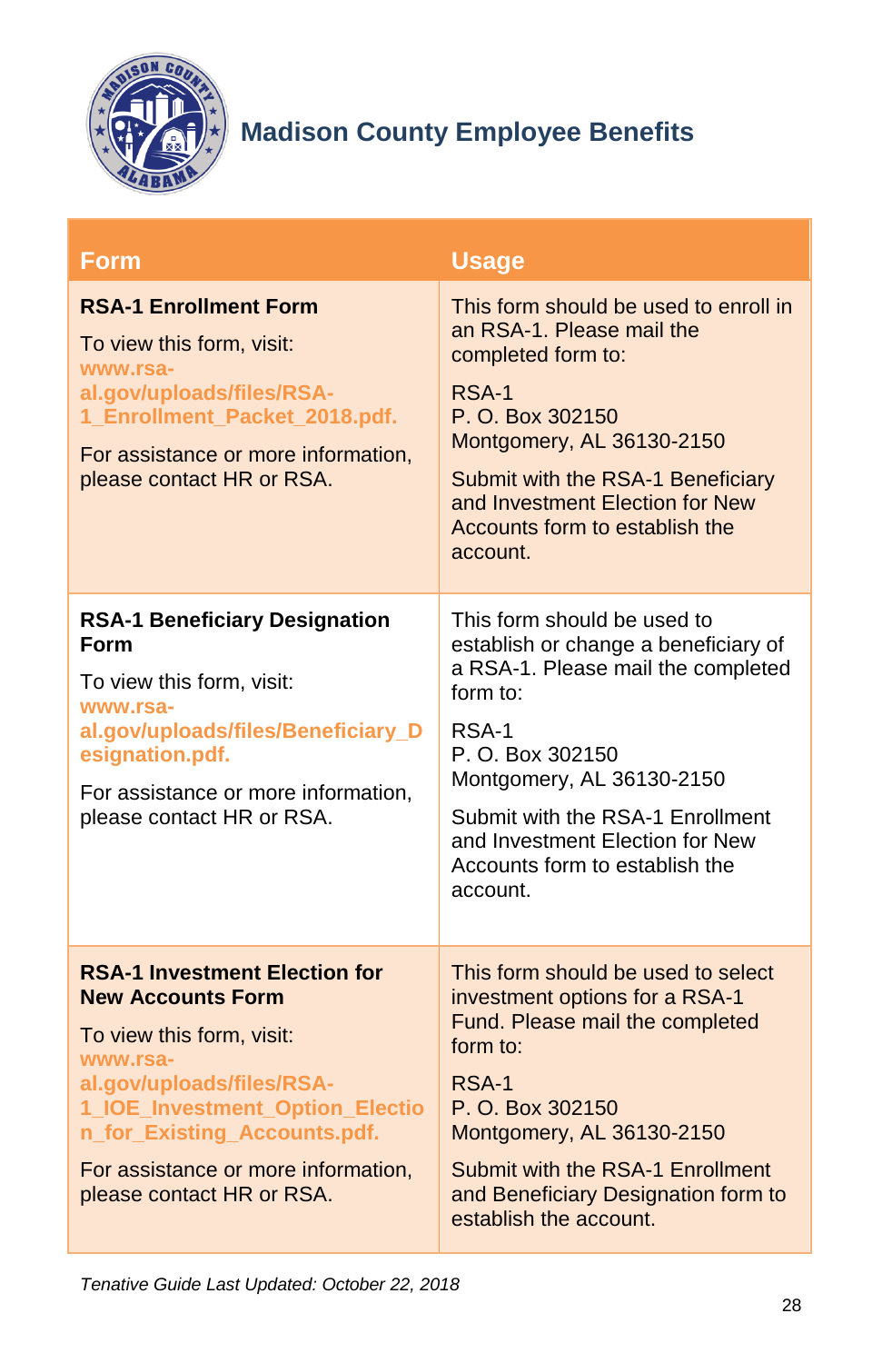## Madison County Employee Benefits

| Form | Usage |
| --- | --- |
| **RSA-1 Enrollment Form**<br><br>To view this form, visit: **www.rsa-al.gov/uploads/files/RSA-1_Enrollment_Packet_2018.pdf.**<br><br>For assistance or more information, please contact HR or RSA. | This form should be used to enroll in an RSA-1. Please mail the completed form to:<br><br>RSA-1<br>P. O. Box 302150<br>Montgomery, AL 36130-2150<br><br>Submit with the RSA-1 Beneficiary and Investment Election for New Accounts form to establish the account. |
| **RSA-1 Beneficiary Designation Form**<br><br>To view this form, visit: **www.rsa-al.gov/uploads/files/Beneficiary_Designation.pdf.**<br><br>For assistance or more information, please contact HR or RSA. | This form should be used to establish or change a beneficiary of a RSA-1. Please mail the completed form to:<br><br>RSA-1<br>P. O. Box 302150<br>Montgomery, AL 36130-2150<br><br>Submit with the RSA-1 Enrollment and Investment Election for New Accounts form to establish the account. |
| **RSA-1 Investment Election for New Accounts Form**<br><br>To view this form, visit: **www.rsa-al.gov/uploads/files/RSA-1_IOE_Investment_Option_Election_for_Existing_Accounts.pdf.**<br><br>For assistance or more information, please contact HR or RSA. | This form should be used to select investment options for a RSA-1 Fund. Please mail the completed form to:<br><br>RSA-1<br>P. O. Box 302150<br>Montgomery, AL 36130-2150<br><br>Submit with the RSA-1 Enrollment and Beneficiary Designation form to establish the account. |

*Tenative Guide Last Updated: October 22, 2018*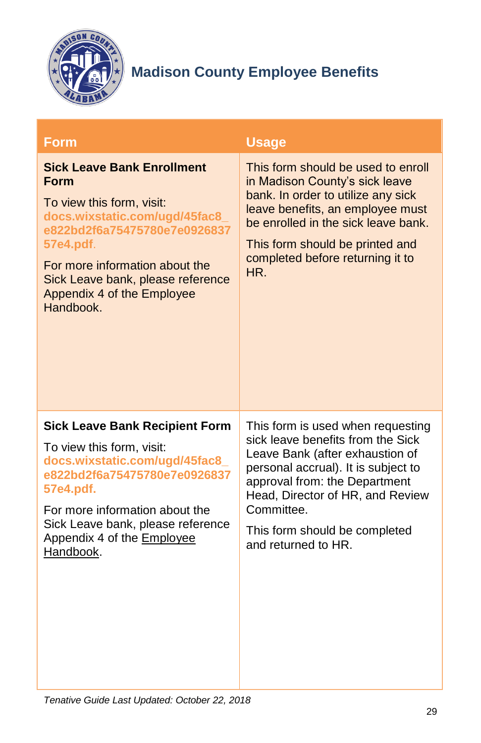| Form | Usage |
| --- | --- |
| **Sick Leave Bank Enrollment Form**<br><br>To view this form, visit: docs.wixstatic.com/ugd/45fac8_e822bd2f6a75475780e7e092683757e4.pdf.<br><br>For more information about the Sick Leave bank, please reference Appendix 4 of the Employee Handbook. | This form should be used to enroll in Madison County's sick leave bank. In order to utilize any sick leave benefits, an employee must be enrolled in the sick leave bank.<br><br>This form should be printed and completed before returning it to HR. |
| **Sick Leave Bank Recipient Form**<br><br>To view this form, visit: docs.wixstatic.com/ugd/45fac8_e822bd2f6a75475780e7e092683757e4.pdf.<br><br>For more information about the Sick Leave bank, please reference Appendix 4 of the Employee Handbook. | This form is used when requesting sick leave benefits from the Sick Leave Bank (after exhaustion of personal accrual). It is subject to approval from: the Department Head, Director of HR, and Review Committee.<br><br>This form should be completed and returned to HR. |

*Tenative Guide Last Updated: October 22, 2018*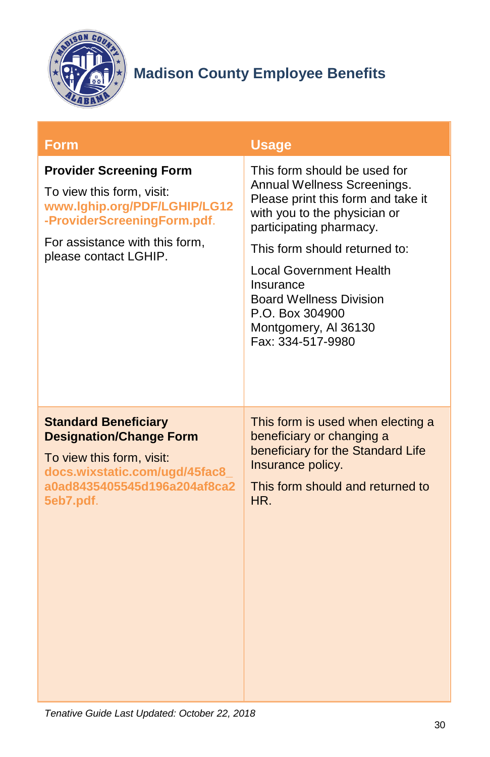## Madison County Employee Benefits

| Form | Usage |
| --- | --- |
| **Provider Screening Form**<br>To view this form, visit: www.lghip.org/PDF/LGHIP/LG12-ProviderScreeningForm.pdf.<br>For assistance with this form, please contact LGHIP. | This form should be used for Annual Wellness Screenings. Please print this form and take it with you to the physician or participating pharmacy.<br>This form should returned to:<br>Local Government Health Insurance<br>Board Wellness Division<br>P.O. Box 304900<br>Montgomery, Al 36130<br>Fax: 334-517-9980 |
| **Standard Beneficiary Designation/Change Form**<br>To view this form, visit: docs.wixstatic.com/ugd/45fac8_a0ad8435405545d196a204af8ca25eb7.pdf. | This form is used when electing a beneficiary or changing a beneficiary for the Standard Life Insurance policy.<br>This form should and returned to HR. |

*Tenative Guide Last Updated: October 22, 2018*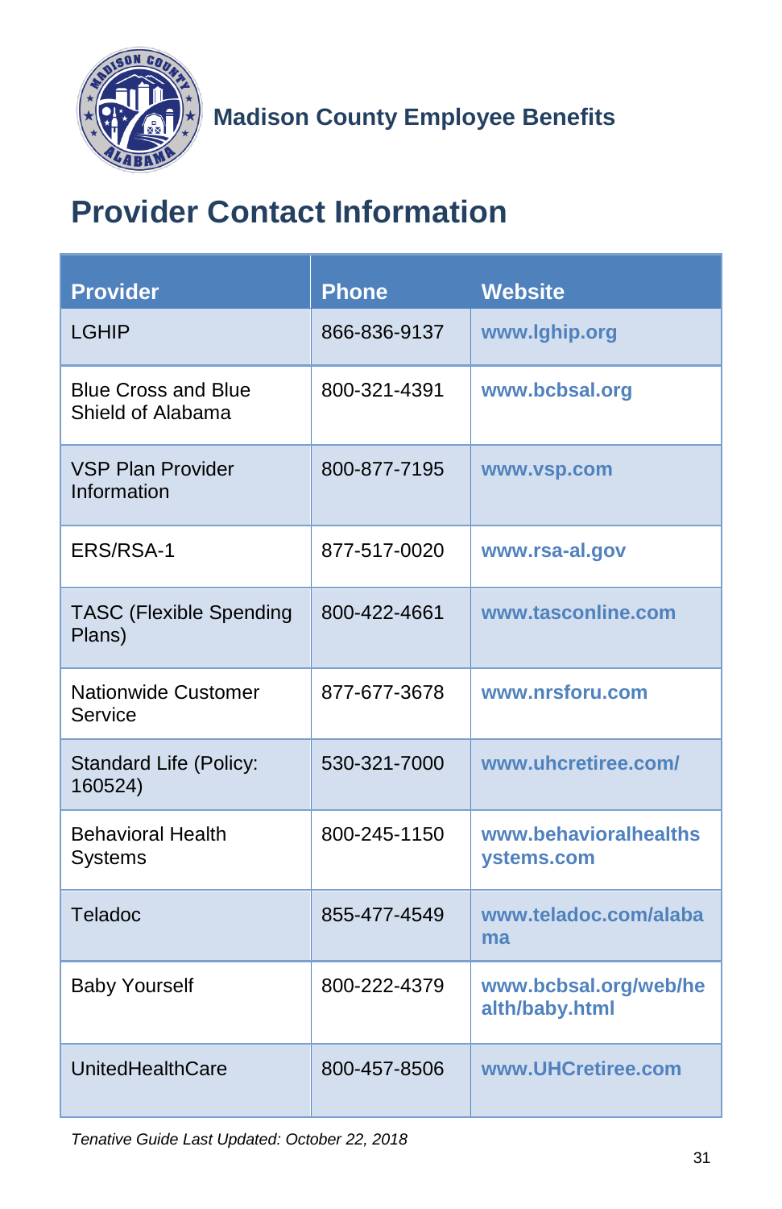Madison County Employee Benefits

# Provider Contact Information

| Provider | Phone | Website |
| --- | --- | --- |
| LGHIP | 866-836-9137 | www.lghip.org |
| Blue Cross and Blue Shield of Alabama | 800-321-4391 | www.bcbsal.org |
| VSP Plan Provider Information | 800-877-7195 | www.vsp.com |
| ERS/RSA-1 | 877-517-0020 | www.rsa-al.gov |
| TASC (Flexible Spending Plans) | 800-422-4661 | www.tasconline.com |
| Nationwide Customer Service | 877-677-3678 | www.nrsforu.com |
| Standard Life (Policy: 160524) | 530-321-7000 | www.uhcretiree.com/ |
| Behavioral Health Systems | 800-245-1150 | www.behavioralhealthsystems.com |
| Teladoc | 855-477-4549 | www.teladoc.com/alabama |
| Baby Yourself | 800-222-4379 | www.bcbsal.org/web/health/baby.html |
| UnitedHealthCare | 800-457-8506 | www.UHCretiree.com |

*Tenative Guide Last Updated: October 22, 2018*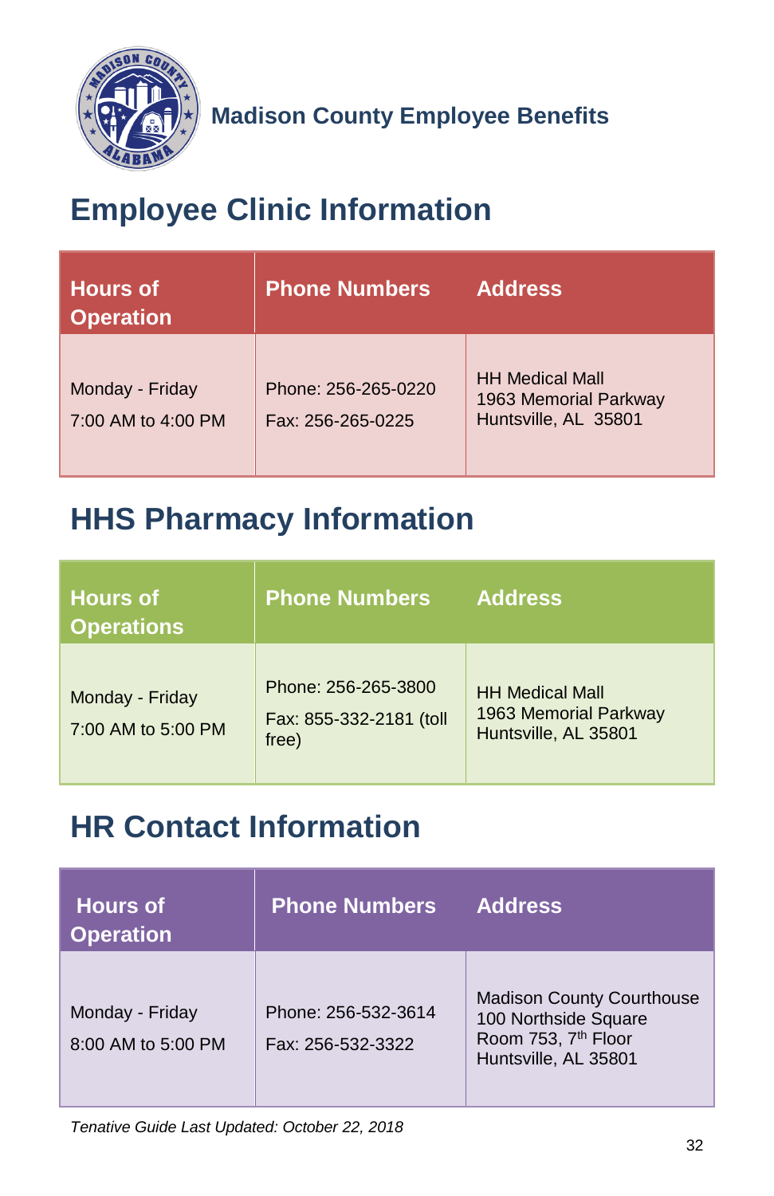Madison County Employee Benefits

# Employee Clinic Information

| Hours of Operation | Phone Numbers | Address |
|---|---|---|
| Monday - Friday<br>7:00 AM to 4:00 PM | Phone: 256-265-0220<br>Fax: 256-265-0225 | HH Medical Mall<br>1963 Memorial Parkway<br>Huntsville, AL 35801 |

# HHS Pharmacy Information

| Hours of Operations | Phone Numbers | Address |
|---|---|---|
| Monday - Friday<br>7:00 AM to 5:00 PM | Phone: 256-265-3800<br>Fax: 855-332-2181 (toll free) | HH Medical Mall<br>1963 Memorial Parkway<br>Huntsville, AL 35801 |

# HR Contact Information

| Hours of Operation | Phone Numbers | Address |
|---|---|---|
| Monday - Friday<br>8:00 AM to 5:00 PM | Phone: 256-532-3614<br>Fax: 256-532-3322 | Madison County Courthouse<br>100 Northside Square<br>Room 753, 7th Floor<br>Huntsville, AL 35801 |

*Tenative Guide Last Updated: October 22, 2018*